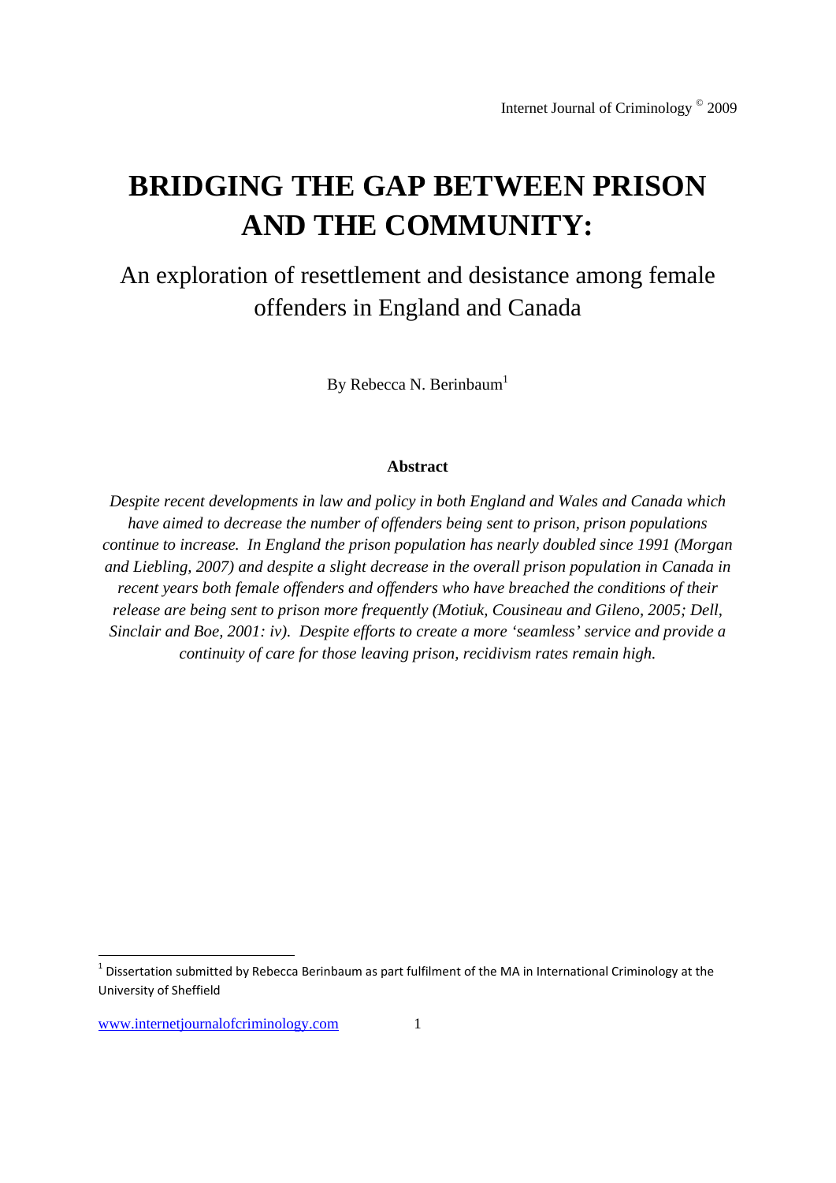# BRIDGING THE GAP BETWEEN PRISON AND THE COMMUNITY:

## An exploration of resettlement and desistance among female offenders in England and Canada

By Rebecca N. Berinbaum[1]

**Abstract**

*Despite recent developments in law and policy in both England and Wales and Canada which have aimed to decrease the number of offenders being sent to prison, prison populations continue to increase. In England the prison population has nearly doubled since 1991 (Morgan and Liebling, 2007) and despite a slight decrease in the overall prison population in Canada in recent years both female offenders and offenders who have breached the conditions of their release are being sent to prison more frequently (Motiuk, Cousineau and Gileno, 2005; Dell, Sinclair and Boe, 2001: iv). Despite efforts to create a more 'seamless' service and provide a continuity of care for those leaving prison, recidivism rates remain high.*

[1] Dissertation submitted by Rebecca Berinbaum as part fulfilment of the MA in International Criminology at the University of Sheffield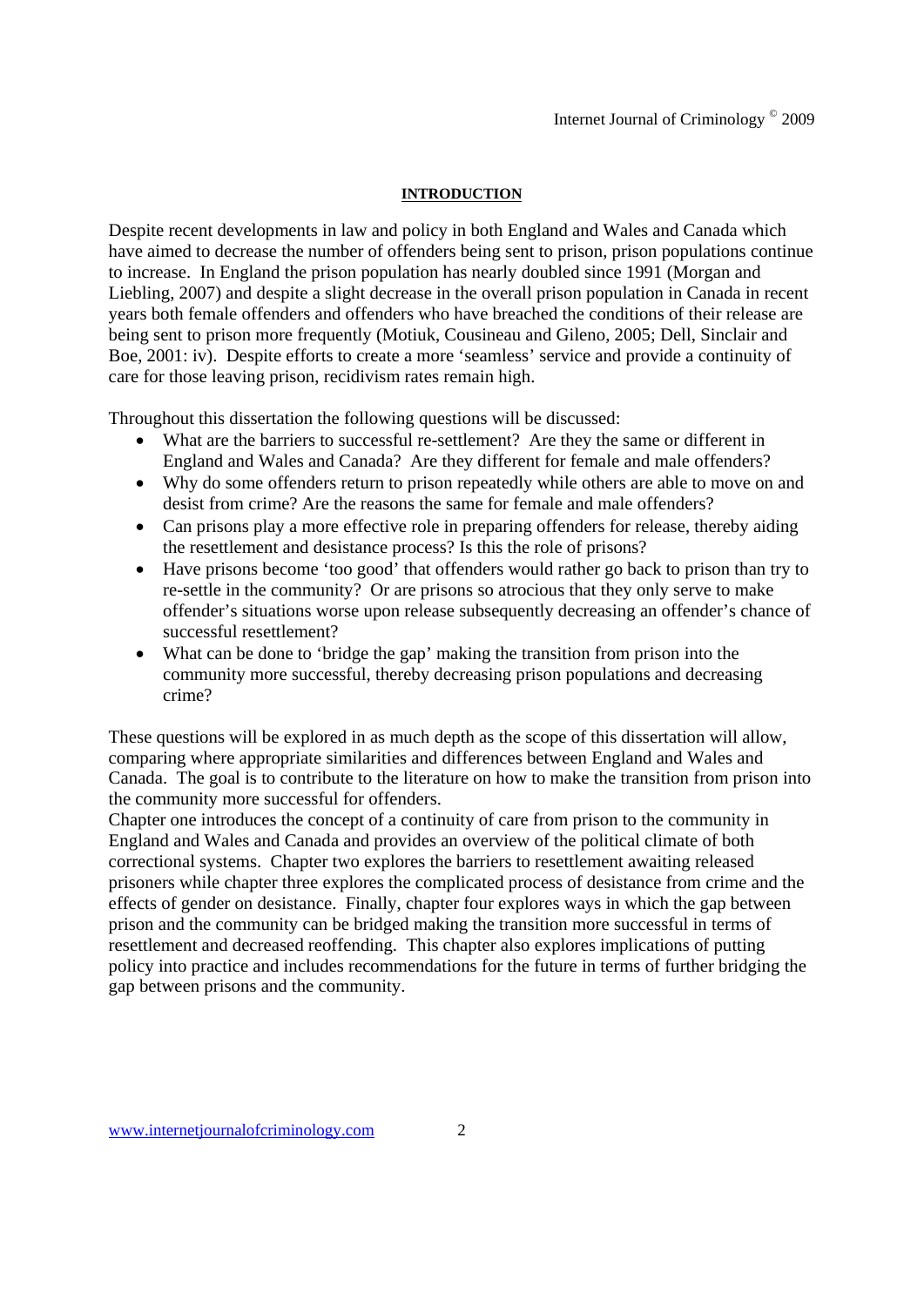## INTRODUCTION

Despite recent developments in law and policy in both England and Wales and Canada which have aimed to decrease the number of offenders being sent to prison, prison populations continue to increase. In England the prison population has nearly doubled since 1991 (Morgan and Liebling, 2007) and despite a slight decrease in the overall prison population in Canada in recent years both female offenders and offenders who have breached the conditions of their release are being sent to prison more frequently (Motiuk, Cousineau and Gileno, 2005; Dell, Sinclair and Boe, 2001: iv). Despite efforts to create a more 'seamless' service and provide a continuity of care for those leaving prison, recidivism rates remain high.

Throughout this dissertation the following questions will be discussed:

- What are the barriers to successful re-settlement? Are they the same or different in England and Wales and Canada? Are they different for female and male offenders?
- Why do some offenders return to prison repeatedly while others are able to move on and desist from crime? Are the reasons the same for female and male offenders?
- Can prisons play a more effective role in preparing offenders for release, thereby aiding the resettlement and desistance process? Is this the role of prisons?
- Have prisons become 'too good' that offenders would rather go back to prison than try to re-settle in the community? Or are prisons so atrocious that they only serve to make offender's situations worse upon release subsequently decreasing an offender's chance of successful resettlement?
- What can be done to 'bridge the gap' making the transition from prison into the community more successful, thereby decreasing prison populations and decreasing crime?

These questions will be explored in as much depth as the scope of this dissertation will allow, comparing where appropriate similarities and differences between England and Wales and Canada. The goal is to contribute to the literature on how to make the transition from prison into the community more successful for offenders.

Chapter one introduces the concept of a continuity of care from prison to the community in England and Wales and Canada and provides an overview of the political climate of both correctional systems. Chapter two explores the barriers to resettlement awaiting released prisoners while chapter three explores the complicated process of desistance from crime and the effects of gender on desistance. Finally, chapter four explores ways in which the gap between prison and the community can be bridged making the transition more successful in terms of resettlement and decreased reoffending. This chapter also explores implications of putting policy into practice and includes recommendations for the future in terms of further bridging the gap between prisons and the community.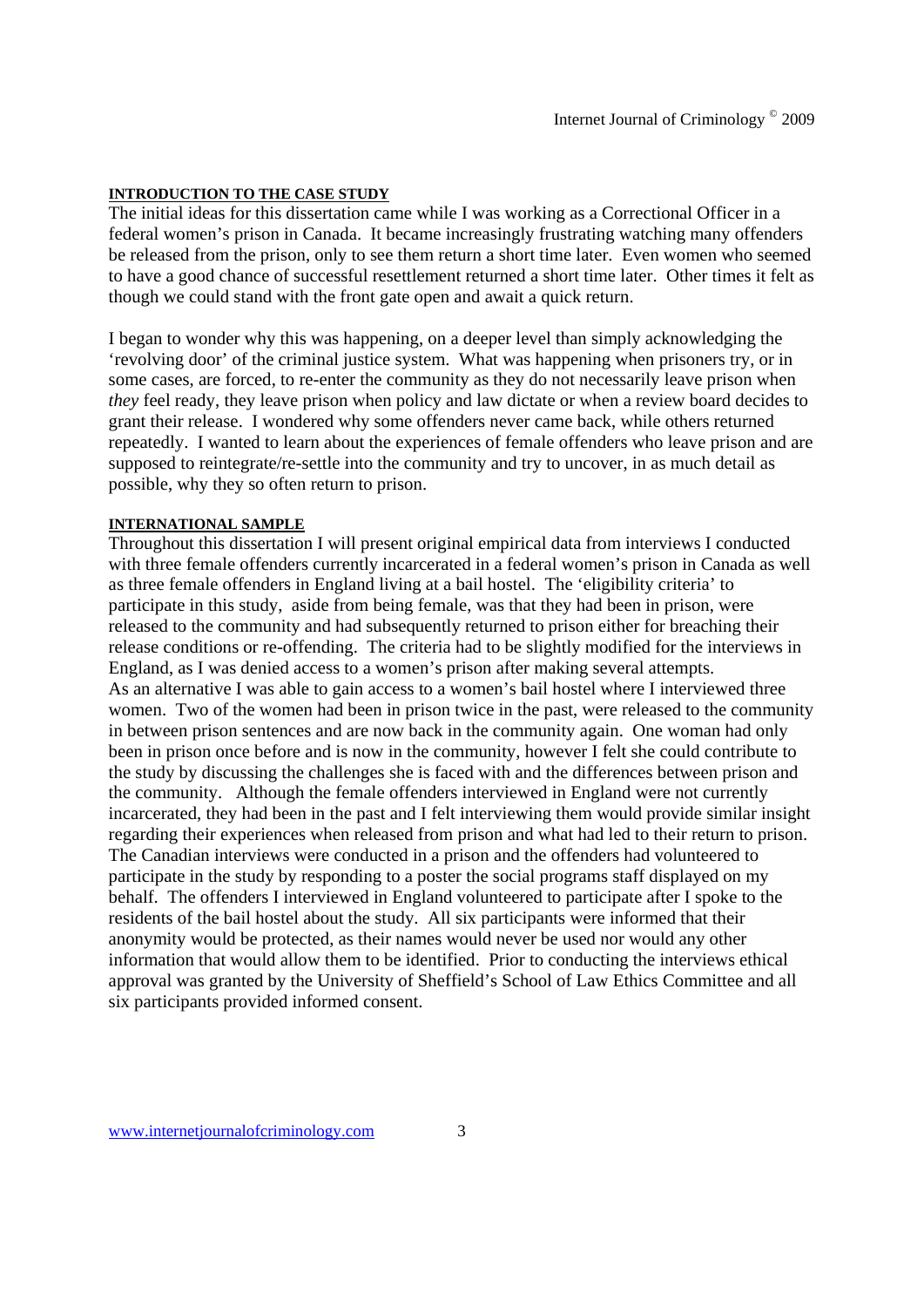### INTRODUCTION TO THE CASE STUDY

The initial ideas for this dissertation came while I was working as a Correctional Officer in a federal women's prison in Canada. It became increasingly frustrating watching many offenders be released from the prison, only to see them return a short time later. Even women who seemed to have a good chance of successful resettlement returned a short time later. Other times it felt as though we could stand with the front gate open and await a quick return.

I began to wonder why this was happening, on a deeper level than simply acknowledging the 'revolving door' of the criminal justice system. What was happening when prisoners try, or in some cases, are forced, to re-enter the community as they do not necessarily leave prison when *they* feel ready, they leave prison when policy and law dictate or when a review board decides to grant their release. I wondered why some offenders never came back, while others returned repeatedly. I wanted to learn about the experiences of female offenders who leave prison and are supposed to reintegrate/re-settle into the community and try to uncover, in as much detail as possible, why they so often return to prison.

### INTERNATIONAL SAMPLE

Throughout this dissertation I will present original empirical data from interviews I conducted with three female offenders currently incarcerated in a federal women's prison in Canada as well as three female offenders in England living at a bail hostel. The 'eligibility criteria' to participate in this study, aside from being female, was that they had been in prison, were released to the community and had subsequently returned to prison either for breaching their release conditions or re-offending. The criteria had to be slightly modified for the interviews in England, as I was denied access to a women's prison after making several attempts. As an alternative I was able to gain access to a women's bail hostel where I interviewed three women. Two of the women had been in prison twice in the past, were released to the community in between prison sentences and are now back in the community again. One woman had only been in prison once before and is now in the community, however I felt she could contribute to the study by discussing the challenges she is faced with and the differences between prison and the community. Although the female offenders interviewed in England were not currently incarcerated, they had been in the past and I felt interviewing them would provide similar insight regarding their experiences when released from prison and what had led to their return to prison. The Canadian interviews were conducted in a prison and the offenders had volunteered to participate in the study by responding to a poster the social programs staff displayed on my behalf. The offenders I interviewed in England volunteered to participate after I spoke to the residents of the bail hostel about the study. All six participants were informed that their anonymity would be protected, as their names would never be used nor would any other information that would allow them to be identified. Prior to conducting the interviews ethical approval was granted by the University of Sheffield's School of Law Ethics Committee and all six participants provided informed consent.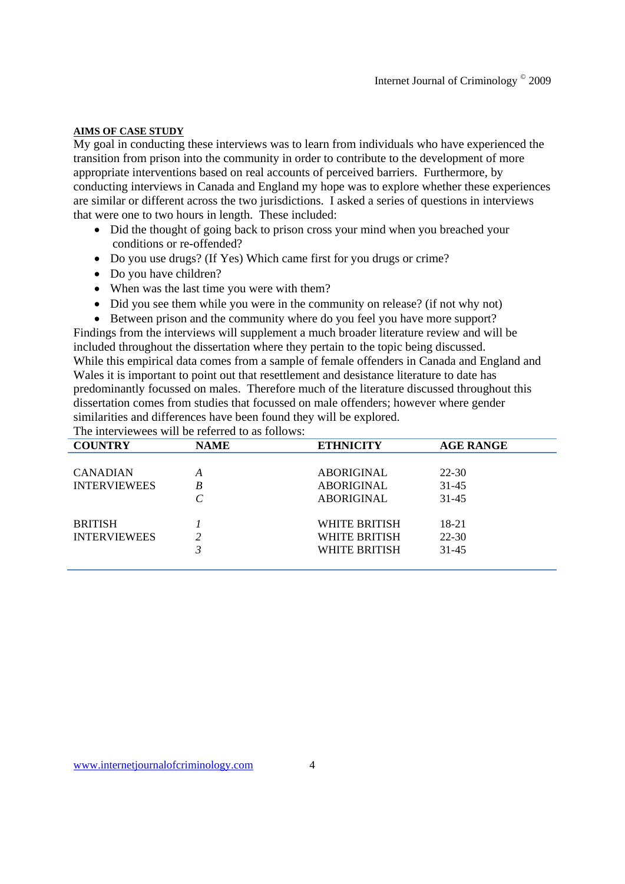## AIMS OF CASE STUDY

My goal in conducting these interviews was to learn from individuals who have experienced the transition from prison into the community in order to contribute to the development of more appropriate interventions based on real accounts of perceived barriers. Furthermore, by conducting interviews in Canada and England my hope was to explore whether these experiences are similar or different across the two jurisdictions. I asked a series of questions in interviews that were one to two hours in length. These included:

- Did the thought of going back to prison cross your mind when you breached your conditions or re-offended?
- Do you use drugs? (If Yes) Which came first for you drugs or crime?
- Do you have children?
- When was the last time you were with them?
- Did you see them while you were in the community on release? (if not why not)
- Between prison and the community where do you feel you have more support?

Findings from the interviews will supplement a much broader literature review and will be included throughout the dissertation where they pertain to the topic being discussed.

While this empirical data comes from a sample of female offenders in Canada and England and Wales it is important to point out that resettlement and desistance literature to date has predominantly focussed on males. Therefore much of the literature discussed throughout this dissertation comes from studies that focussed on male offenders; however where gender similarities and differences have been found they will be explored.

The interviewees will be referred to as follows:

| COUNTRY | NAME | ETHNICITY | AGE RANGE |
|---|---|---|---|
| CANADIAN INTERVIEWEES | *A* | ABORIGINAL | 22-30 |
| | *B* | ABORIGINAL | 31-45 |
| | *C* | ABORIGINAL | 31-45 |
| BRITISH INTERVIEWEES | *1* | WHITE BRITISH | 18-21 |
| | *2* | WHITE BRITISH | 22-30 |
| | *3* | WHITE BRITISH | 31-45 |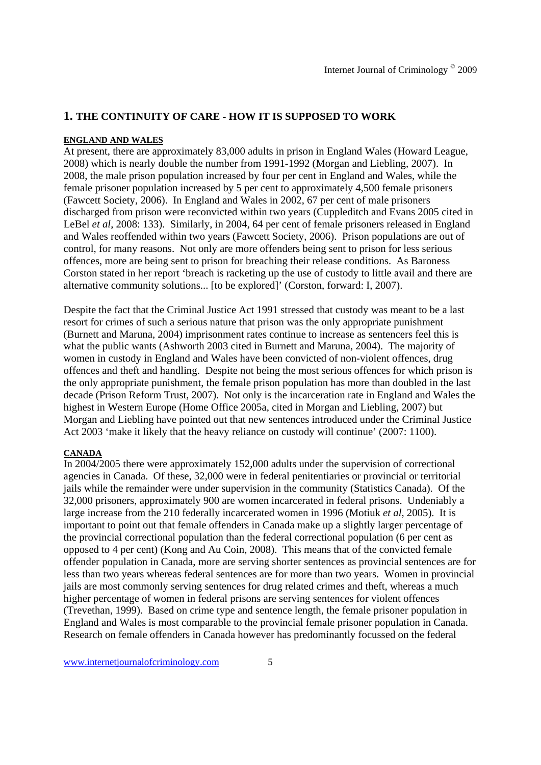## 1. THE CONTINUITY OF CARE - HOW IT IS SUPPOSED TO WORK

### ENGLAND AND WALES

At present, there are approximately 83,000 adults in prison in England Wales (Howard League, 2008) which is nearly double the number from 1991-1992 (Morgan and Liebling, 2007). In 2008, the male prison population increased by four per cent in England and Wales, while the female prisoner population increased by 5 per cent to approximately 4,500 female prisoners (Fawcett Society, 2006). In England and Wales in 2002, 67 per cent of male prisoners discharged from prison were reconvicted within two years (Cuppleditch and Evans 2005 cited in LeBel *et al*, 2008: 133). Similarly, in 2004, 64 per cent of female prisoners released in England and Wales reoffended within two years (Fawcett Society, 2006). Prison populations are out of control, for many reasons. Not only are more offenders being sent to prison for less serious offences, more are being sent to prison for breaching their release conditions. As Baroness Corston stated in her report 'breach is racketing up the use of custody to little avail and there are alternative community solutions... [to be explored]' (Corston, forward: I, 2007).

Despite the fact that the Criminal Justice Act 1991 stressed that custody was meant to be a last resort for crimes of such a serious nature that prison was the only appropriate punishment (Burnett and Maruna, 2004) imprisonment rates continue to increase as sentencers feel this is what the public wants (Ashworth 2003 cited in Burnett and Maruna, 2004). The majority of women in custody in England and Wales have been convicted of non-violent offences, drug offences and theft and handling. Despite not being the most serious offences for which prison is the only appropriate punishment, the female prison population has more than doubled in the last decade (Prison Reform Trust, 2007). Not only is the incarceration rate in England and Wales the highest in Western Europe (Home Office 2005a, cited in Morgan and Liebling, 2007) but Morgan and Liebling have pointed out that new sentences introduced under the Criminal Justice Act 2003 'make it likely that the heavy reliance on custody will continue' (2007: 1100).

### CANADA

In 2004/2005 there were approximately 152,000 adults under the supervision of correctional agencies in Canada. Of these, 32,000 were in federal penitentiaries or provincial or territorial jails while the remainder were under supervision in the community (Statistics Canada). Of the 32,000 prisoners, approximately 900 are women incarcerated in federal prisons. Undeniably a large increase from the 210 federally incarcerated women in 1996 (Motiuk *et al*, 2005). It is important to point out that female offenders in Canada make up a slightly larger percentage of the provincial correctional population than the federal correctional population (6 per cent as opposed to 4 per cent) (Kong and Au Coin, 2008). This means that of the convicted female offender population in Canada, more are serving shorter sentences as provincial sentences are for less than two years whereas federal sentences are for more than two years. Women in provincial jails are most commonly serving sentences for drug related crimes and theft, whereas a much higher percentage of women in federal prisons are serving sentences for violent offences (Trevethan, 1999). Based on crime type and sentence length, the female prisoner population in England and Wales is most comparable to the provincial female prisoner population in Canada. Research on female offenders in Canada however has predominantly focussed on the federal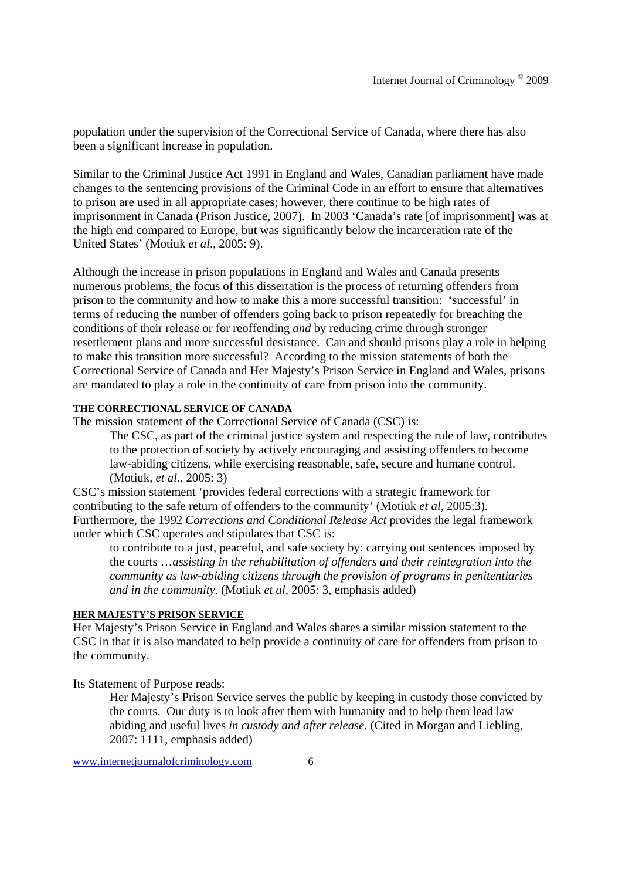population under the supervision of the Correctional Service of Canada, where there has also been a significant increase in population.

Similar to the Criminal Justice Act 1991 in England and Wales, Canadian parliament have made changes to the sentencing provisions of the Criminal Code in an effort to ensure that alternatives to prison are used in all appropriate cases; however, there continue to be high rates of imprisonment in Canada (Prison Justice, 2007). In 2003 'Canada's rate [of imprisonment] was at the high end compared to Europe, but was significantly below the incarceration rate of the United States' (Motiuk *et al*., 2005: 9).

Although the increase in prison populations in England and Wales and Canada presents numerous problems, the focus of this dissertation is the process of returning offenders from prison to the community and how to make this a more successful transition: 'successful' in terms of reducing the number of offenders going back to prison repeatedly for breaching the conditions of their release or for reoffending *and* by reducing crime through stronger resettlement plans and more successful desistance. Can and should prisons play a role in helping to make this transition more successful? According to the mission statements of both the Correctional Service of Canada and Her Majesty's Prison Service in England and Wales, prisons are mandated to play a role in the continuity of care from prison into the community.

#### THE CORRECTIONAL SERVICE OF CANADA

The mission statement of the Correctional Service of Canada (CSC) is:

> The CSC, as part of the criminal justice system and respecting the rule of law, contributes to the protection of society by actively encouraging and assisting offenders to become law-abiding citizens, while exercising reasonable, safe, secure and humane control. (Motiuk, *et al*., 2005: 3)

CSC's mission statement 'provides federal corrections with a strategic framework for contributing to the safe return of offenders to the community' (Motiuk *et al*, 2005:3). Furthermore, the 1992 *Corrections and Conditional Release Act* provides the legal framework under which CSC operates and stipulates that CSC is:

> to contribute to a just, peaceful, and safe society by: carrying out sentences imposed by the courts …*assisting in the rehabilitation of offenders and their reintegration into the community as law-abiding citizens through the provision of programs in penitentiaries and in the community.* (Motiuk *et al*, 2005: 3, emphasis added)

#### HER MAJESTY'S PRISON SERVICE

Her Majesty's Prison Service in England and Wales shares a similar mission statement to the CSC in that it is also mandated to help provide a continuity of care for offenders from prison to the community.

Its Statement of Purpose reads:

> Her Majesty's Prison Service serves the public by keeping in custody those convicted by the courts. Our duty is to look after them with humanity and to help them lead law abiding and useful lives *in custody and after release.* (Cited in Morgan and Liebling, 2007: 1111, emphasis added)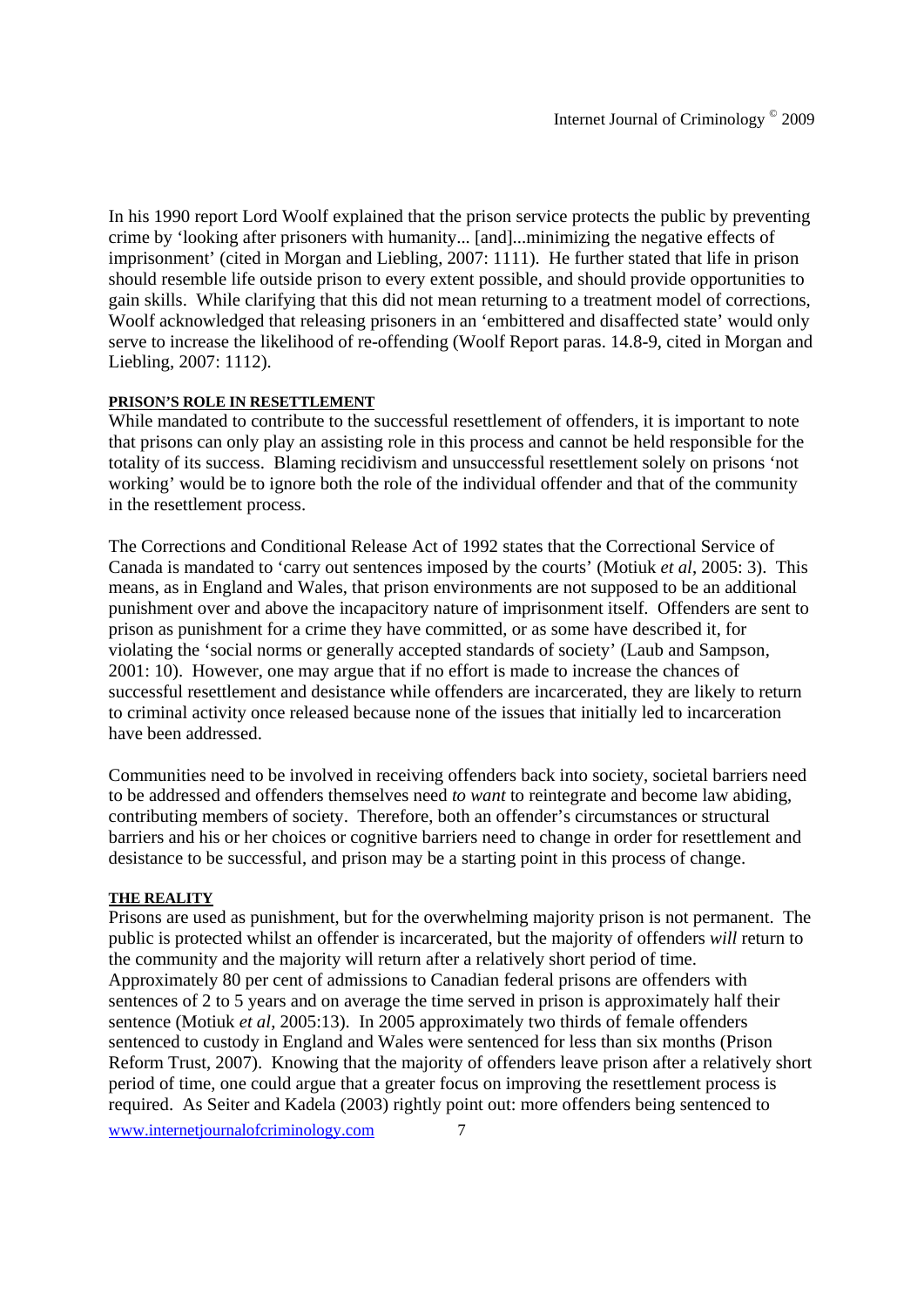In his 1990 report Lord Woolf explained that the prison service protects the public by preventing crime by 'looking after prisoners with humanity... [and]...minimizing the negative effects of imprisonment' (cited in Morgan and Liebling, 2007: 1111). He further stated that life in prison should resemble life outside prison to every extent possible, and should provide opportunities to gain skills. While clarifying that this did not mean returning to a treatment model of corrections, Woolf acknowledged that releasing prisoners in an 'embittered and disaffected state' would only serve to increase the likelihood of re-offending (Woolf Report paras. 14.8-9, cited in Morgan and Liebling, 2007: 1112).

## PRISON'S ROLE IN RESETTLEMENT

While mandated to contribute to the successful resettlement of offenders, it is important to note that prisons can only play an assisting role in this process and cannot be held responsible for the totality of its success. Blaming recidivism and unsuccessful resettlement solely on prisons 'not working' would be to ignore both the role of the individual offender and that of the community in the resettlement process.

The Corrections and Conditional Release Act of 1992 states that the Correctional Service of Canada is mandated to 'carry out sentences imposed by the courts' (Motiuk *et al*, 2005: 3). This means, as in England and Wales, that prison environments are not supposed to be an additional punishment over and above the incapacitory nature of imprisonment itself. Offenders are sent to prison as punishment for a crime they have committed, or as some have described it, for violating the 'social norms or generally accepted standards of society' (Laub and Sampson, 2001: 10). However, one may argue that if no effort is made to increase the chances of successful resettlement and desistance while offenders are incarcerated, they are likely to return to criminal activity once released because none of the issues that initially led to incarceration have been addressed.

Communities need to be involved in receiving offenders back into society, societal barriers need to be addressed and offenders themselves need *to want* to reintegrate and become law abiding, contributing members of society. Therefore, both an offender's circumstances or structural barriers and his or her choices or cognitive barriers need to change in order for resettlement and desistance to be successful, and prison may be a starting point in this process of change.

## THE REALITY

Prisons are used as punishment, but for the overwhelming majority prison is not permanent. The public is protected whilst an offender is incarcerated, but the majority of offenders *will* return to the community and the majority will return after a relatively short period of time. Approximately 80 per cent of admissions to Canadian federal prisons are offenders with sentences of 2 to 5 years and on average the time served in prison is approximately half their sentence (Motiuk *et al*, 2005:13). In 2005 approximately two thirds of female offenders sentenced to custody in England and Wales were sentenced for less than six months (Prison Reform Trust, 2007). Knowing that the majority of offenders leave prison after a relatively short period of time, one could argue that a greater focus on improving the resettlement process is required. As Seiter and Kadela (2003) rightly point out: more offenders being sentenced to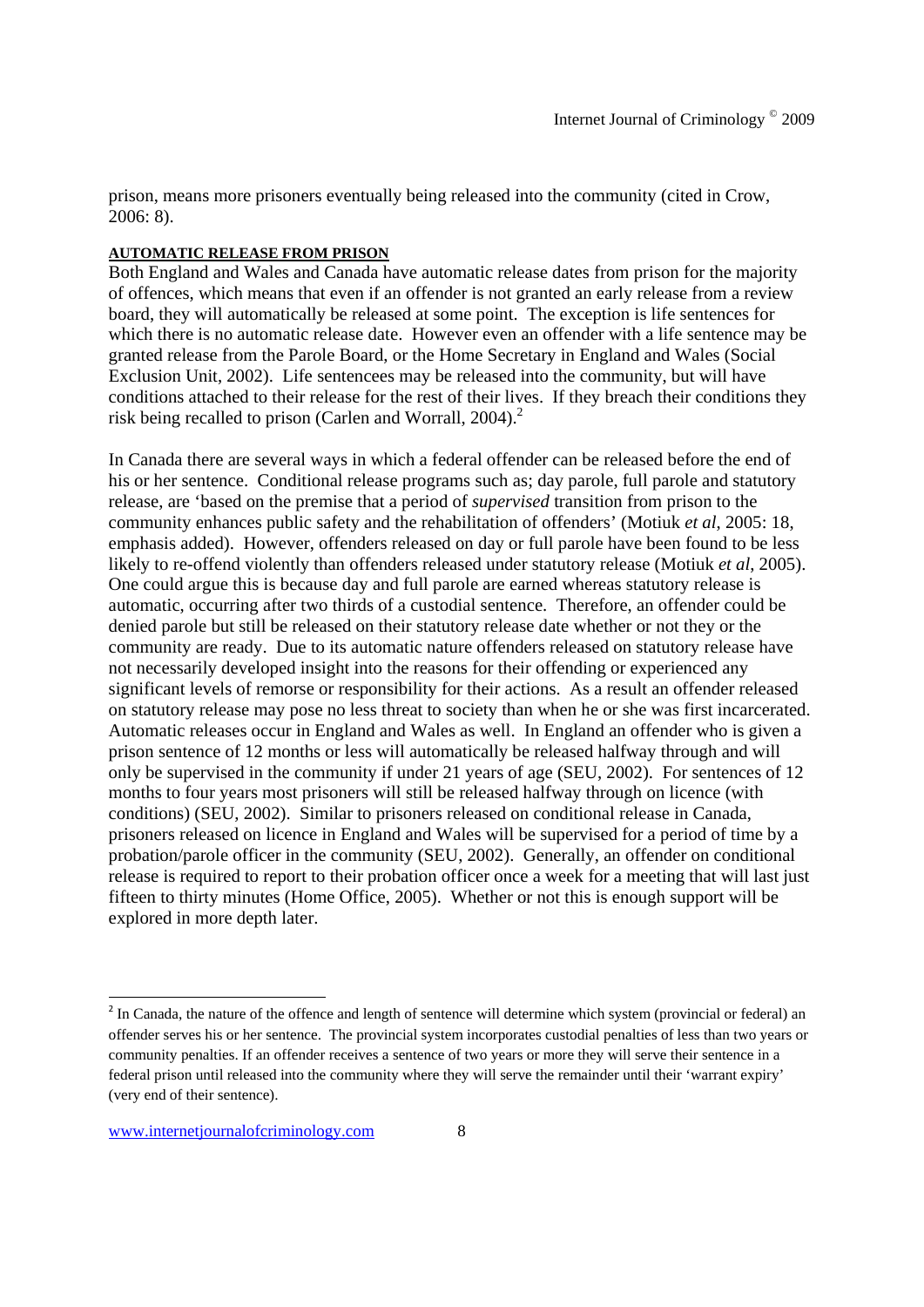prison, means more prisoners eventually being released into the community (cited in Crow, 2006: 8).

## AUTOMATIC RELEASE FROM PRISON

Both England and Wales and Canada have automatic release dates from prison for the majority of offences, which means that even if an offender is not granted an early release from a review board, they will automatically be released at some point. The exception is life sentences for which there is no automatic release date. However even an offender with a life sentence may be granted release from the Parole Board, or the Home Secretary in England and Wales (Social Exclusion Unit, 2002). Life sentencees may be released into the community, but will have conditions attached to their release for the rest of their lives. If they breach their conditions they risk being recalled to prison (Carlen and Worrall, 2004).[2]

In Canada there are several ways in which a federal offender can be released before the end of his or her sentence. Conditional release programs such as; day parole, full parole and statutory release, are 'based on the premise that a period of *supervised* transition from prison to the community enhances public safety and the rehabilitation of offenders' (Motiuk *et al*, 2005: 18, emphasis added). However, offenders released on day or full parole have been found to be less likely to re-offend violently than offenders released under statutory release (Motiuk *et al*, 2005). One could argue this is because day and full parole are earned whereas statutory release is automatic, occurring after two thirds of a custodial sentence. Therefore, an offender could be denied parole but still be released on their statutory release date whether or not they or the community are ready. Due to its automatic nature offenders released on statutory release have not necessarily developed insight into the reasons for their offending or experienced any significant levels of remorse or responsibility for their actions. As a result an offender released on statutory release may pose no less threat to society than when he or she was first incarcerated. Automatic releases occur in England and Wales as well. In England an offender who is given a prison sentence of 12 months or less will automatically be released halfway through and will only be supervised in the community if under 21 years of age (SEU, 2002). For sentences of 12 months to four years most prisoners will still be released halfway through on licence (with conditions) (SEU, 2002). Similar to prisoners released on conditional release in Canada, prisoners released on licence in England and Wales will be supervised for a period of time by a probation/parole officer in the community (SEU, 2002). Generally, an offender on conditional release is required to report to their probation officer once a week for a meeting that will last just fifteen to thirty minutes (Home Office, 2005). Whether or not this is enough support will be explored in more depth later.

---

[2] In Canada, the nature of the offence and length of sentence will determine which system (provincial or federal) an offender serves his or her sentence. The provincial system incorporates custodial penalties of less than two years or community penalties. If an offender receives a sentence of two years or more they will serve their sentence in a federal prison until released into the community where they will serve the remainder until their 'warrant expiry' (very end of their sentence).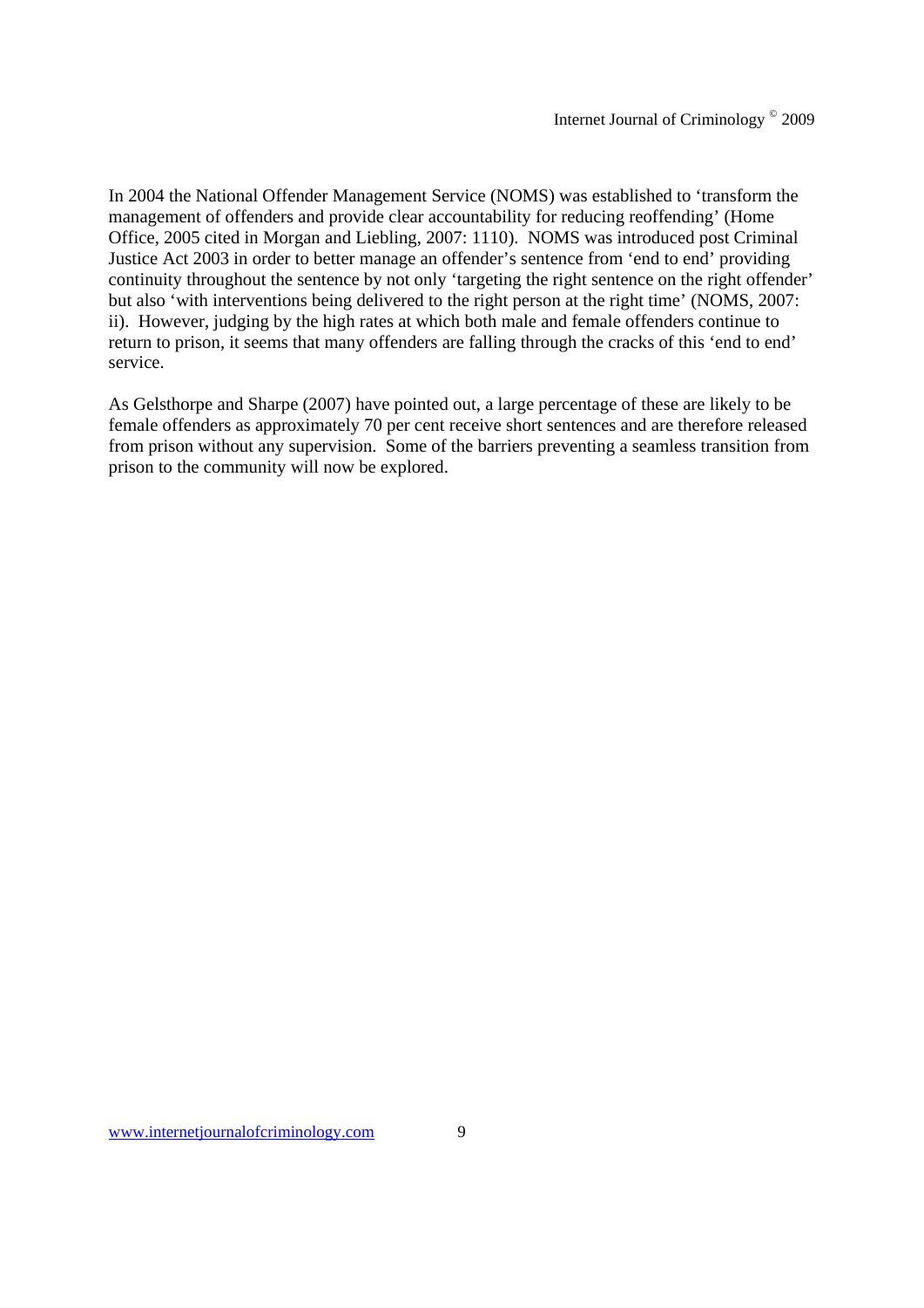In 2004 the National Offender Management Service (NOMS) was established to 'transform the management of offenders and provide clear accountability for reducing reoffending' (Home Office, 2005 cited in Morgan and Liebling, 2007: 1110). NOMS was introduced post Criminal Justice Act 2003 in order to better manage an offender's sentence from 'end to end' providing continuity throughout the sentence by not only 'targeting the right sentence on the right offender' but also 'with interventions being delivered to the right person at the right time' (NOMS, 2007: ii). However, judging by the high rates at which both male and female offenders continue to return to prison, it seems that many offenders are falling through the cracks of this 'end to end' service.

As Gelsthorpe and Sharpe (2007) have pointed out, a large percentage of these are likely to be female offenders as approximately 70 per cent receive short sentences and are therefore released from prison without any supervision. Some of the barriers preventing a seamless transition from prison to the community will now be explored.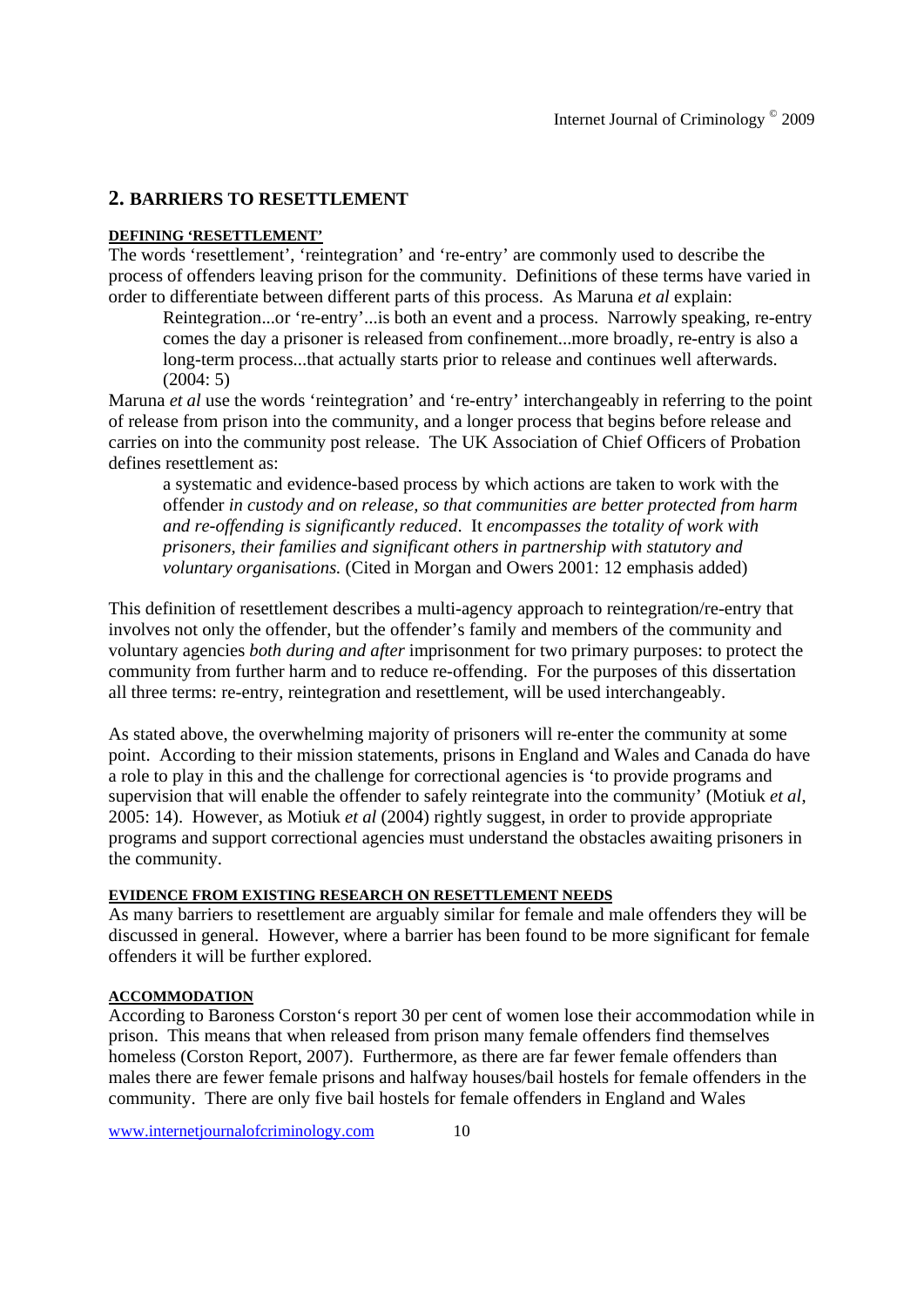## 2. BARRIERS TO RESETTLEMENT

### DEFINING 'RESETTLEMENT'

The words 'resettlement', 'reintegration' and 're-entry' are commonly used to describe the process of offenders leaving prison for the community. Definitions of these terms have varied in order to differentiate between different parts of this process. As Maruna *et al* explain:

> Reintegration...or 're-entry'...is both an event and a process. Narrowly speaking, re-entry comes the day a prisoner is released from confinement...more broadly, re-entry is also a long-term process...that actually starts prior to release and continues well afterwards. (2004: 5)

Maruna *et al* use the words 'reintegration' and 're-entry' interchangeably in referring to the point of release from prison into the community, and a longer process that begins before release and carries on into the community post release. The UK Association of Chief Officers of Probation defines resettlement as:

> a systematic and evidence-based process by which actions are taken to work with the offender *in custody and on release, so that communities are better protected from harm and re-offending is significantly reduced*. It *encompasses the totality of work with prisoners, their families and significant others in partnership with statutory and voluntary organisations.* (Cited in Morgan and Owers 2001: 12 emphasis added)

This definition of resettlement describes a multi-agency approach to reintegration/re-entry that involves not only the offender, but the offender's family and members of the community and voluntary agencies *both during and after* imprisonment for two primary purposes: to protect the community from further harm and to reduce re-offending. For the purposes of this dissertation all three terms: re-entry, reintegration and resettlement, will be used interchangeably.

As stated above, the overwhelming majority of prisoners will re-enter the community at some point. According to their mission statements, prisons in England and Wales and Canada do have a role to play in this and the challenge for correctional agencies is 'to provide programs and supervision that will enable the offender to safely reintegrate into the community' (Motiuk *et al*, 2005: 14). However, as Motiuk *et al* (2004) rightly suggest, in order to provide appropriate programs and support correctional agencies must understand the obstacles awaiting prisoners in the community.

### EVIDENCE FROM EXISTING RESEARCH ON RESETTLEMENT NEEDS

As many barriers to resettlement are arguably similar for female and male offenders they will be discussed in general. However, where a barrier has been found to be more significant for female offenders it will be further explored.

### ACCOMMODATION

According to Baroness Corston's report 30 per cent of women lose their accommodation while in prison. This means that when released from prison many female offenders find themselves homeless (Corston Report, 2007). Furthermore, as there are far fewer female offenders than males there are fewer female prisons and halfway houses/bail hostels for female offenders in the community. There are only five bail hostels for female offenders in England and Wales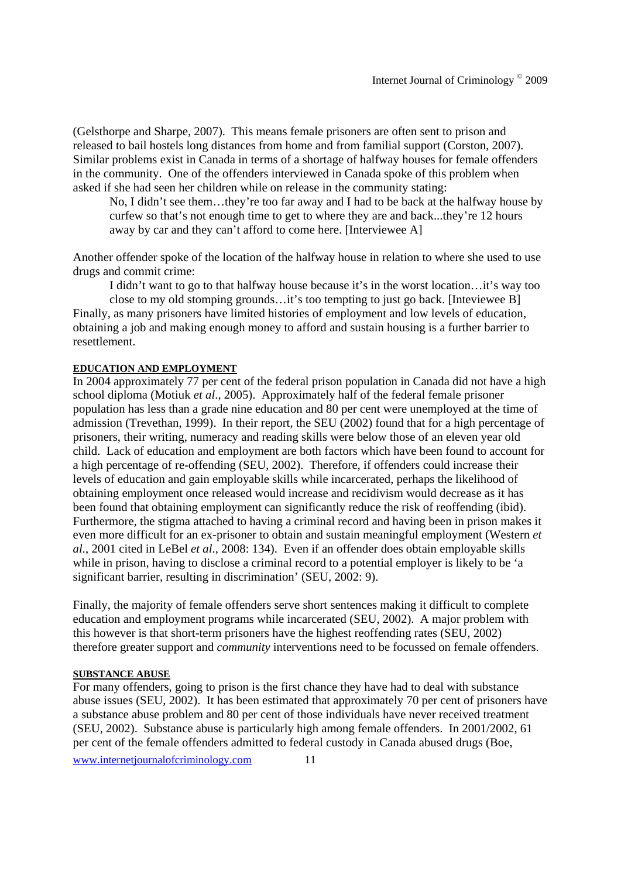(Gelsthorpe and Sharpe, 2007). This means female prisoners are often sent to prison and released to bail hostels long distances from home and from familial support (Corston, 2007). Similar problems exist in Canada in terms of a shortage of halfway houses for female offenders in the community. One of the offenders interviewed in Canada spoke of this problem when asked if she had seen her children while on release in the community stating:

> No, I didn't see them…they're too far away and I had to be back at the halfway house by curfew so that's not enough time to get to where they are and back...they're 12 hours away by car and they can't afford to come here. [Interviewee A]

Another offender spoke of the location of the halfway house in relation to where she used to use drugs and commit crime:

> I didn't want to go to that halfway house because it's in the worst location…it's way too close to my old stomping grounds…it's too tempting to just go back. [Inteviewee B]

Finally, as many prisoners have limited histories of employment and low levels of education, obtaining a job and making enough money to afford and sustain housing is a further barrier to resettlement.

### EDUCATION AND EMPLOYMENT

In 2004 approximately 77 per cent of the federal prison population in Canada did not have a high school diploma (Motiuk *et al*., 2005). Approximately half of the federal female prisoner population has less than a grade nine education and 80 per cent were unemployed at the time of admission (Trevethan, 1999). In their report, the SEU (2002) found that for a high percentage of prisoners, their writing, numeracy and reading skills were below those of an eleven year old child. Lack of education and employment are both factors which have been found to account for a high percentage of re-offending (SEU, 2002). Therefore, if offenders could increase their levels of education and gain employable skills while incarcerated, perhaps the likelihood of obtaining employment once released would increase and recidivism would decrease as it has been found that obtaining employment can significantly reduce the risk of reoffending (ibid). Furthermore, the stigma attached to having a criminal record and having been in prison makes it even more difficult for an ex-prisoner to obtain and sustain meaningful employment (Western *et al*., 2001 cited in LeBel *et al*., 2008: 134). Even if an offender does obtain employable skills while in prison, having to disclose a criminal record to a potential employer is likely to be 'a significant barrier, resulting in discrimination' (SEU, 2002: 9).

Finally, the majority of female offenders serve short sentences making it difficult to complete education and employment programs while incarcerated (SEU, 2002). A major problem with this however is that short-term prisoners have the highest reoffending rates (SEU, 2002) therefore greater support and *community* interventions need to be focussed on female offenders.

### SUBSTANCE ABUSE

For many offenders, going to prison is the first chance they have had to deal with substance abuse issues (SEU, 2002). It has been estimated that approximately 70 per cent of prisoners have a substance abuse problem and 80 per cent of those individuals have never received treatment (SEU, 2002). Substance abuse is particularly high among female offenders. In 2001/2002, 61 per cent of the female offenders admitted to federal custody in Canada abused drugs (Boe,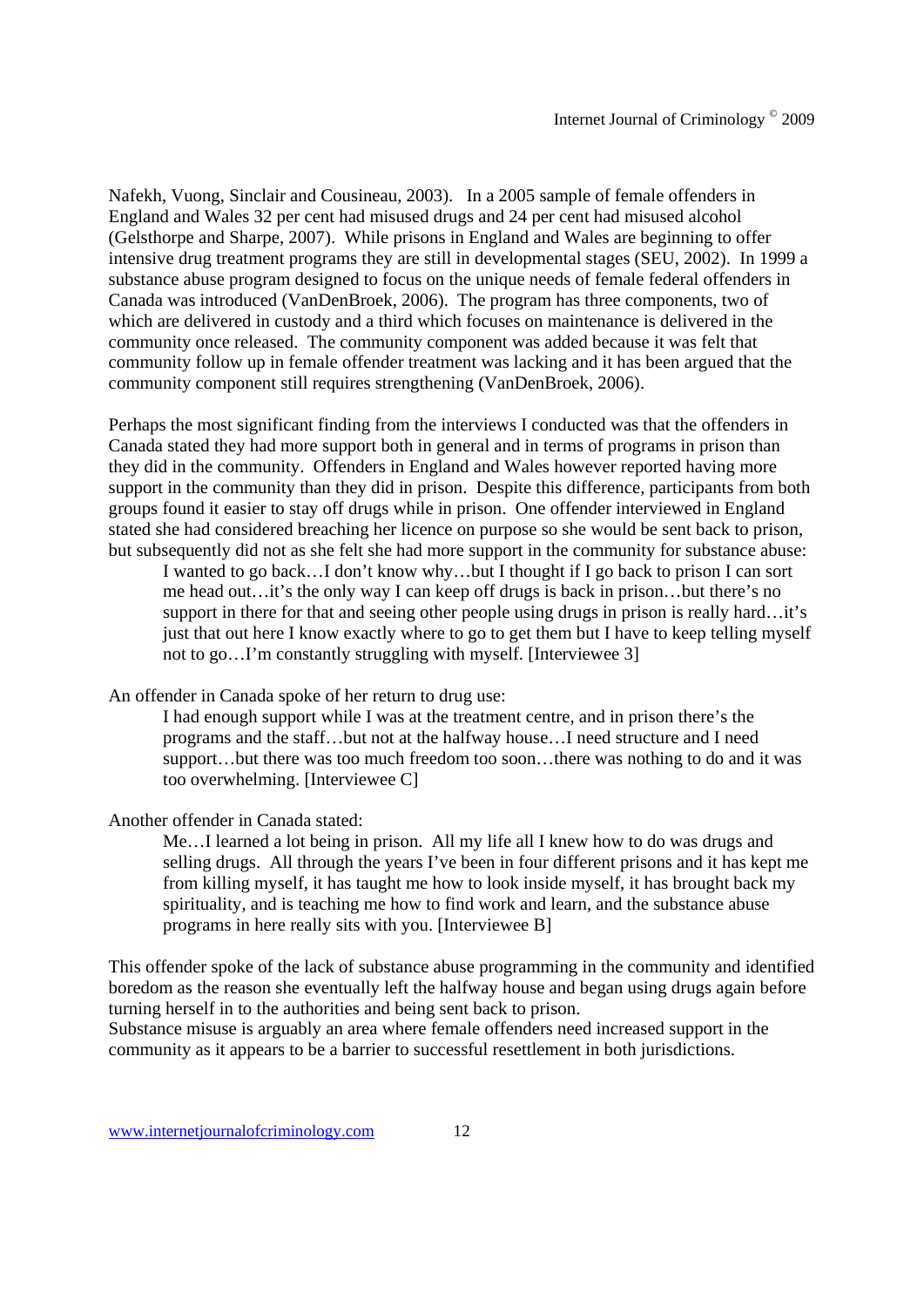Nafekh, Vuong, Sinclair and Cousineau, 2003). In a 2005 sample of female offenders in England and Wales 32 per cent had misused drugs and 24 per cent had misused alcohol (Gelsthorpe and Sharpe, 2007). While prisons in England and Wales are beginning to offer intensive drug treatment programs they are still in developmental stages (SEU, 2002). In 1999 a substance abuse program designed to focus on the unique needs of female federal offenders in Canada was introduced (VanDenBroek, 2006). The program has three components, two of which are delivered in custody and a third which focuses on maintenance is delivered in the community once released. The community component was added because it was felt that community follow up in female offender treatment was lacking and it has been argued that the community component still requires strengthening (VanDenBroek, 2006).

Perhaps the most significant finding from the interviews I conducted was that the offenders in Canada stated they had more support both in general and in terms of programs in prison than they did in the community. Offenders in England and Wales however reported having more support in the community than they did in prison. Despite this difference, participants from both groups found it easier to stay off drugs while in prison. One offender interviewed in England stated she had considered breaching her licence on purpose so she would be sent back to prison, but subsequently did not as she felt she had more support in the community for substance abuse:

> I wanted to go back…I don't know why…but I thought if I go back to prison I can sort me head out…it's the only way I can keep off drugs is back in prison…but there's no support in there for that and seeing other people using drugs in prison is really hard…it's just that out here I know exactly where to go to get them but I have to keep telling myself not to go…I'm constantly struggling with myself. [Interviewee 3]

An offender in Canada spoke of her return to drug use:

> I had enough support while I was at the treatment centre, and in prison there's the programs and the staff…but not at the halfway house…I need structure and I need support…but there was too much freedom too soon…there was nothing to do and it was too overwhelming. [Interviewee C]

Another offender in Canada stated:

> Me…I learned a lot being in prison. All my life all I knew how to do was drugs and selling drugs. All through the years I've been in four different prisons and it has kept me from killing myself, it has taught me how to look inside myself, it has brought back my spirituality, and is teaching me how to find work and learn, and the substance abuse programs in here really sits with you. [Interviewee B]

This offender spoke of the lack of substance abuse programming in the community and identified boredom as the reason she eventually left the halfway house and began using drugs again before turning herself in to the authorities and being sent back to prison.
Substance misuse is arguably an area where female offenders need increased support in the community as it appears to be a barrier to successful resettlement in both jurisdictions.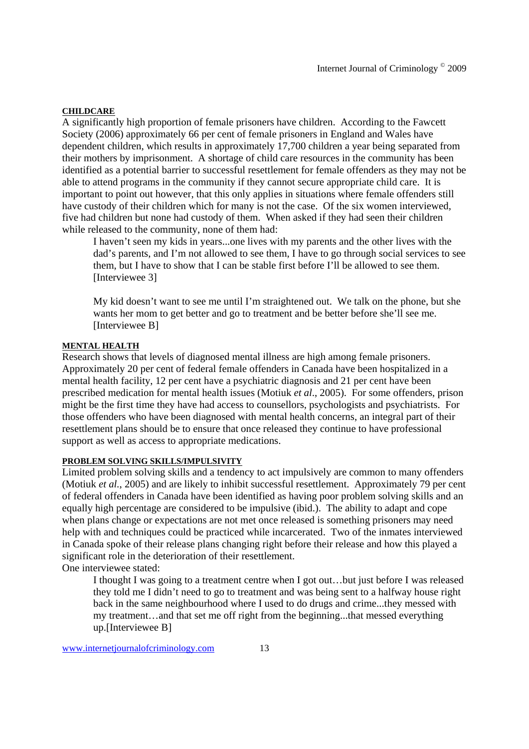## CHILDCARE

A significantly high proportion of female prisoners have children. According to the Fawcett Society (2006) approximately 66 per cent of female prisoners in England and Wales have dependent children, which results in approximately 17,700 children a year being separated from their mothers by imprisonment. A shortage of child care resources in the community has been identified as a potential barrier to successful resettlement for female offenders as they may not be able to attend programs in the community if they cannot secure appropriate child care. It is important to point out however, that this only applies in situations where female offenders still have custody of their children which for many is not the case. Of the six women interviewed, five had children but none had custody of them. When asked if they had seen their children while released to the community, none of them had:

> I haven't seen my kids in years...one lives with my parents and the other lives with the dad's parents, and I'm not allowed to see them, I have to go through social services to see them, but I have to show that I can be stable first before I'll be allowed to see them. [Interviewee 3]
>
> My kid doesn't want to see me until I'm straightened out. We talk on the phone, but she wants her mom to get better and go to treatment and be better before she'll see me. [Interviewee B]

## MENTAL HEALTH

Research shows that levels of diagnosed mental illness are high among female prisoners. Approximately 20 per cent of federal female offenders in Canada have been hospitalized in a mental health facility, 12 per cent have a psychiatric diagnosis and 21 per cent have been prescribed medication for mental health issues (Motiuk *et al*., 2005). For some offenders, prison might be the first time they have had access to counsellors, psychologists and psychiatrists. For those offenders who have been diagnosed with mental health concerns, an integral part of their resettlement plans should be to ensure that once released they continue to have professional support as well as access to appropriate medications.

## PROBLEM SOLVING SKILLS/IMPULSIVITY

Limited problem solving skills and a tendency to act impulsively are common to many offenders (Motiuk *et al.*, 2005) and are likely to inhibit successful resettlement. Approximately 79 per cent of federal offenders in Canada have been identified as having poor problem solving skills and an equally high percentage are considered to be impulsive (ibid.). The ability to adapt and cope when plans change or expectations are not met once released is something prisoners may need help with and techniques could be practiced while incarcerated. Two of the inmates interviewed in Canada spoke of their release plans changing right before their release and how this played a significant role in the deterioration of their resettlement.

One interviewee stated:

> I thought I was going to a treatment centre when I got out…but just before I was released they told me I didn't need to go to treatment and was being sent to a halfway house right back in the same neighbourhood where I used to do drugs and crime...they messed with my treatment…and that set me off right from the beginning...that messed everything up.[Interviewee B]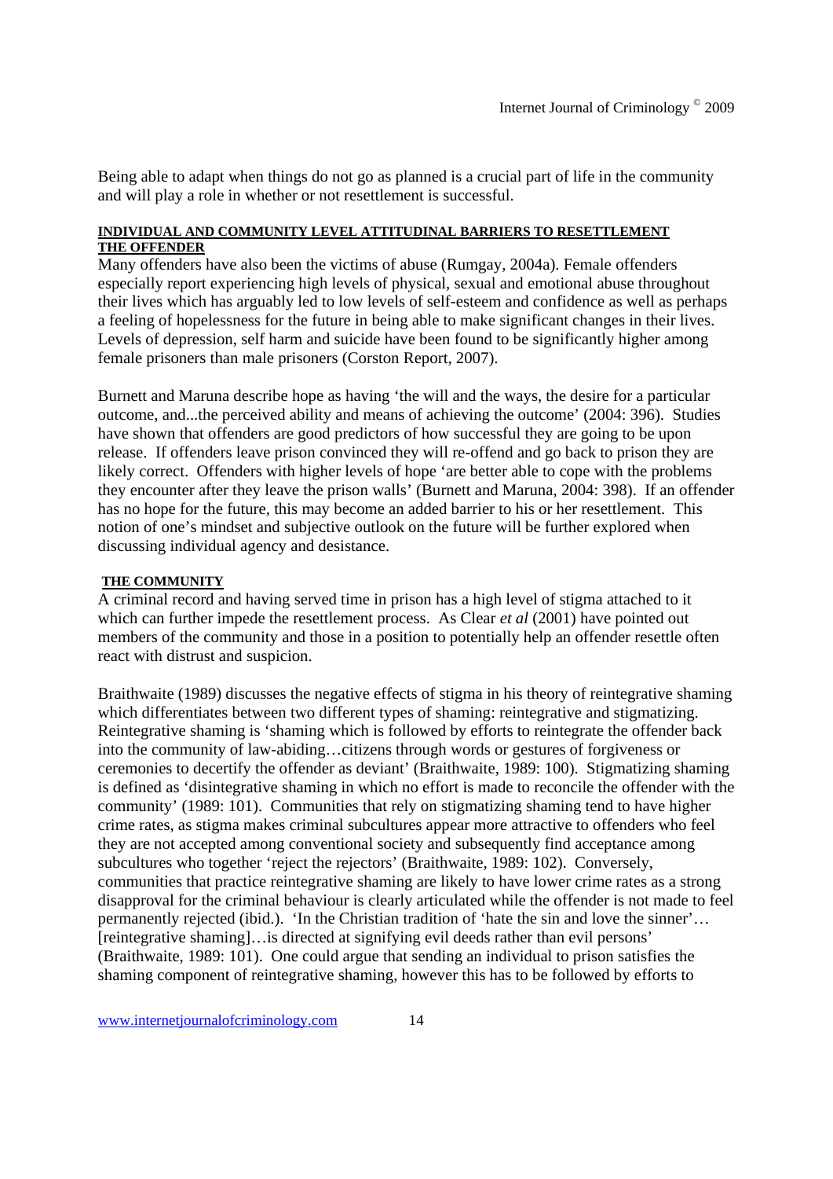Being able to adapt when things do not go as planned is a crucial part of life in the community and will play a role in whether or not resettlement is successful.

## INDIVIDUAL AND COMMUNITY LEVEL ATTITUDINAL BARRIERS TO RESETTLEMENT

### THE OFFENDER

Many offenders have also been the victims of abuse (Rumgay, 2004a). Female offenders especially report experiencing high levels of physical, sexual and emotional abuse throughout their lives which has arguably led to low levels of self-esteem and confidence as well as perhaps a feeling of hopelessness for the future in being able to make significant changes in their lives. Levels of depression, self harm and suicide have been found to be significantly higher among female prisoners than male prisoners (Corston Report, 2007).

Burnett and Maruna describe hope as having 'the will and the ways, the desire for a particular outcome, and...the perceived ability and means of achieving the outcome' (2004: 396). Studies have shown that offenders are good predictors of how successful they are going to be upon release. If offenders leave prison convinced they will re-offend and go back to prison they are likely correct. Offenders with higher levels of hope 'are better able to cope with the problems they encounter after they leave the prison walls' (Burnett and Maruna, 2004: 398). If an offender has no hope for the future, this may become an added barrier to his or her resettlement. This notion of one's mindset and subjective outlook on the future will be further explored when discussing individual agency and desistance.

### THE COMMUNITY

A criminal record and having served time in prison has a high level of stigma attached to it which can further impede the resettlement process. As Clear *et al* (2001) have pointed out members of the community and those in a position to potentially help an offender resettle often react with distrust and suspicion.

Braithwaite (1989) discusses the negative effects of stigma in his theory of reintegrative shaming which differentiates between two different types of shaming: reintegrative and stigmatizing. Reintegrative shaming is 'shaming which is followed by efforts to reintegrate the offender back into the community of law-abiding…citizens through words or gestures of forgiveness or ceremonies to decertify the offender as deviant' (Braithwaite, 1989: 100). Stigmatizing shaming is defined as 'disintegrative shaming in which no effort is made to reconcile the offender with the community' (1989: 101). Communities that rely on stigmatizing shaming tend to have higher crime rates, as stigma makes criminal subcultures appear more attractive to offenders who feel they are not accepted among conventional society and subsequently find acceptance among subcultures who together 'reject the rejectors' (Braithwaite, 1989: 102). Conversely, communities that practice reintegrative shaming are likely to have lower crime rates as a strong disapproval for the criminal behaviour is clearly articulated while the offender is not made to feel permanently rejected (ibid.). 'In the Christian tradition of 'hate the sin and love the sinner'… [reintegrative shaming]…is directed at signifying evil deeds rather than evil persons' (Braithwaite, 1989: 101). One could argue that sending an individual to prison satisfies the shaming component of reintegrative shaming, however this has to be followed by efforts to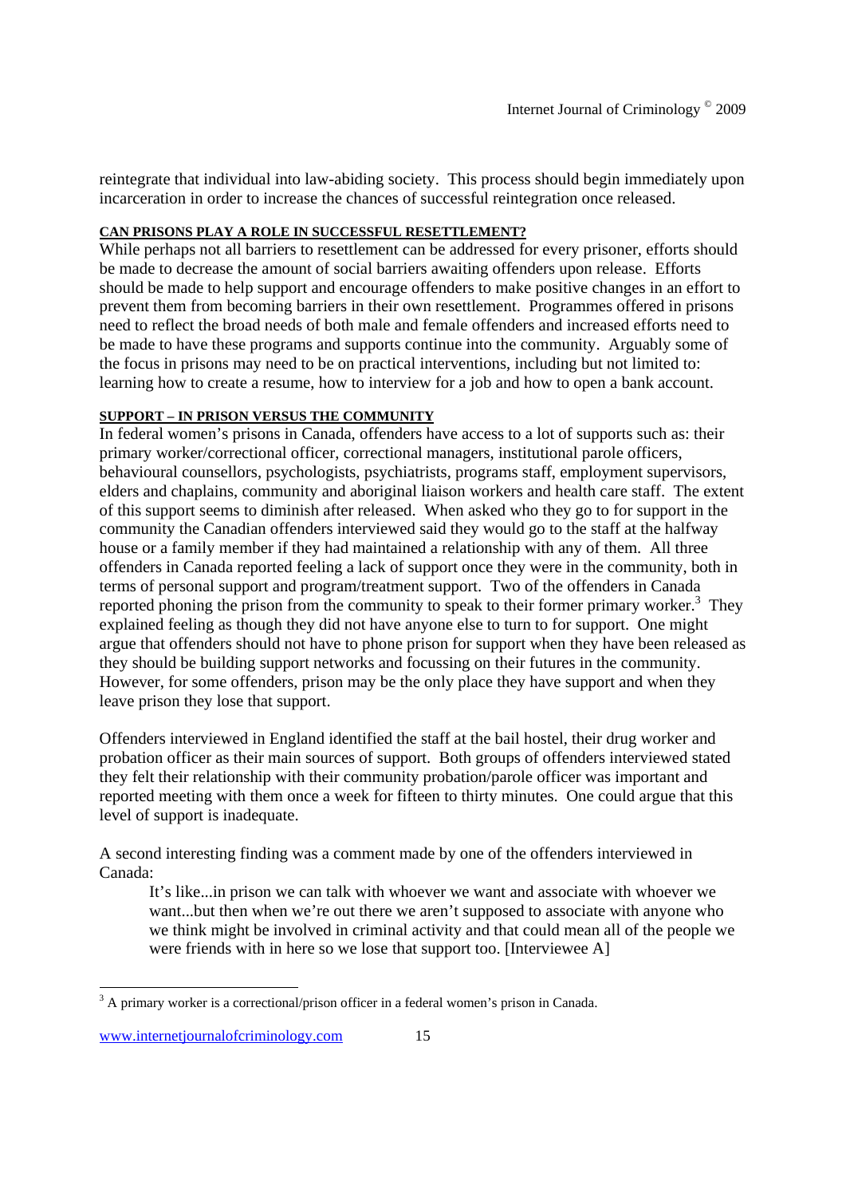reintegrate that individual into law-abiding society. This process should begin immediately upon incarceration in order to increase the chances of successful reintegration once released.

## CAN PRISONS PLAY A ROLE IN SUCCESSFUL RESETTLEMENT?

While perhaps not all barriers to resettlement can be addressed for every prisoner, efforts should be made to decrease the amount of social barriers awaiting offenders upon release. Efforts should be made to help support and encourage offenders to make positive changes in an effort to prevent them from becoming barriers in their own resettlement. Programmes offered in prisons need to reflect the broad needs of both male and female offenders and increased efforts need to be made to have these programs and supports continue into the community. Arguably some of the focus in prisons may need to be on practical interventions, including but not limited to: learning how to create a resume, how to interview for a job and how to open a bank account.

## SUPPORT – IN PRISON VERSUS THE COMMUNITY

In federal women's prisons in Canada, offenders have access to a lot of supports such as: their primary worker/correctional officer, correctional managers, institutional parole officers, behavioural counsellors, psychologists, psychiatrists, programs staff, employment supervisors, elders and chaplains, community and aboriginal liaison workers and health care staff. The extent of this support seems to diminish after released. When asked who they go to for support in the community the Canadian offenders interviewed said they would go to the staff at the halfway house or a family member if they had maintained a relationship with any of them. All three offenders in Canada reported feeling a lack of support once they were in the community, both in terms of personal support and program/treatment support. Two of the offenders in Canada reported phoning the prison from the community to speak to their former primary worker.[3] They explained feeling as though they did not have anyone else to turn to for support. One might argue that offenders should not have to phone prison for support when they have been released as they should be building support networks and focussing on their futures in the community. However, for some offenders, prison may be the only place they have support and when they leave prison they lose that support.

Offenders interviewed in England identified the staff at the bail hostel, their drug worker and probation officer as their main sources of support. Both groups of offenders interviewed stated they felt their relationship with their community probation/parole officer was important and reported meeting with them once a week for fifteen to thirty minutes. One could argue that this level of support is inadequate.

A second interesting finding was a comment made by one of the offenders interviewed in Canada:

> It's like...in prison we can talk with whoever we want and associate with whoever we want...but then when we're out there we aren't supposed to associate with anyone who we think might be involved in criminal activity and that could mean all of the people we were friends with in here so we lose that support too. [Interviewee A]

---

[3] A primary worker is a correctional/prison officer in a federal women's prison in Canada.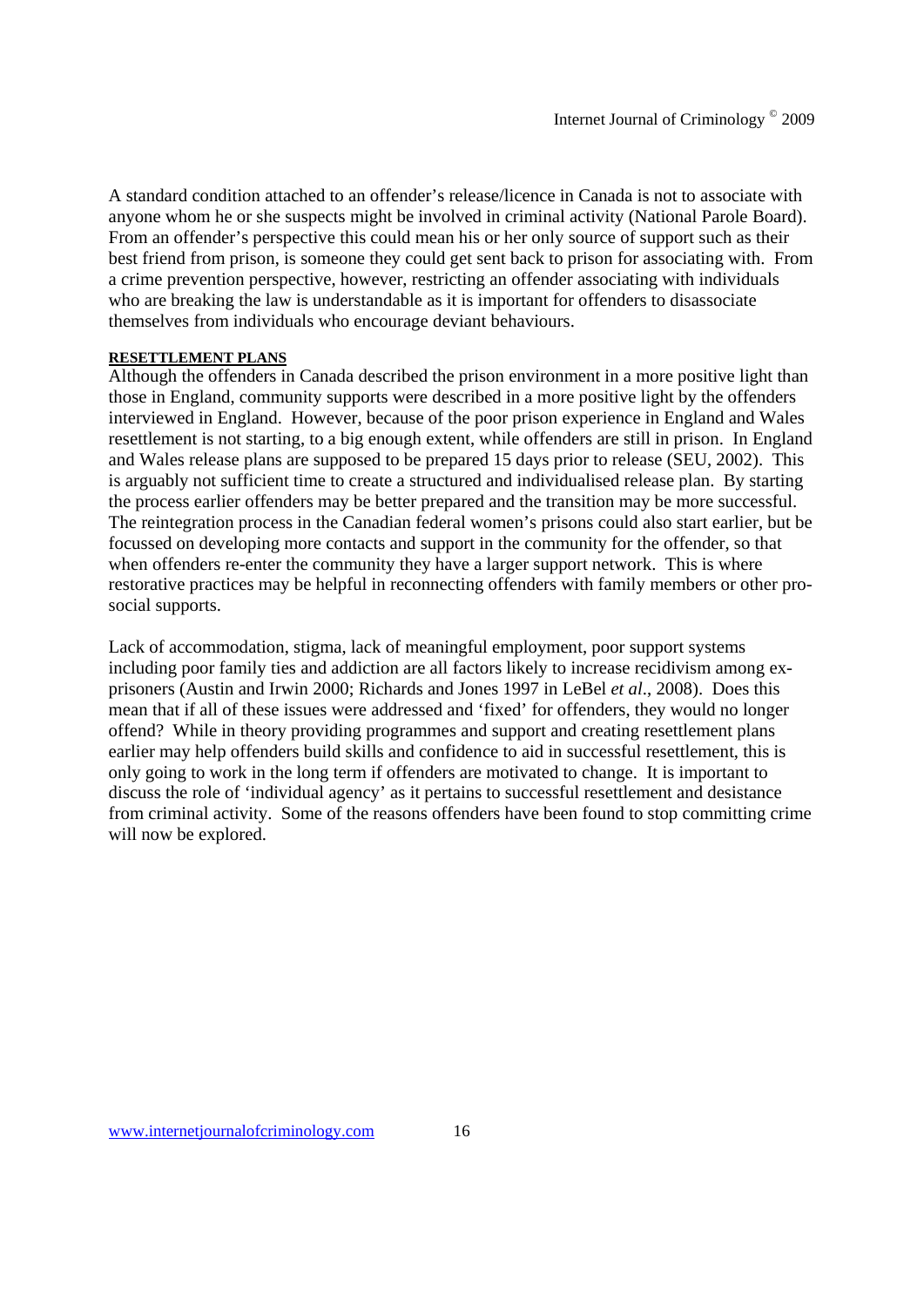A standard condition attached to an offender's release/licence in Canada is not to associate with anyone whom he or she suspects might be involved in criminal activity (National Parole Board). From an offender's perspective this could mean his or her only source of support such as their best friend from prison, is someone they could get sent back to prison for associating with. From a crime prevention perspective, however, restricting an offender associating with individuals who are breaking the law is understandable as it is important for offenders to disassociate themselves from individuals who encourage deviant behaviours.

## RESETTLEMENT PLANS

Although the offenders in Canada described the prison environment in a more positive light than those in England, community supports were described in a more positive light by the offenders interviewed in England. However, because of the poor prison experience in England and Wales resettlement is not starting, to a big enough extent, while offenders are still in prison. In England and Wales release plans are supposed to be prepared 15 days prior to release (SEU, 2002). This is arguably not sufficient time to create a structured and individualised release plan. By starting the process earlier offenders may be better prepared and the transition may be more successful. The reintegration process in the Canadian federal women's prisons could also start earlier, but be focussed on developing more contacts and support in the community for the offender, so that when offenders re-enter the community they have a larger support network. This is where restorative practices may be helpful in reconnecting offenders with family members or other pro-social supports.

Lack of accommodation, stigma, lack of meaningful employment, poor support systems including poor family ties and addiction are all factors likely to increase recidivism among ex-prisoners (Austin and Irwin 2000; Richards and Jones 1997 in LeBel *et al*., 2008). Does this mean that if all of these issues were addressed and 'fixed' for offenders, they would no longer offend? While in theory providing programmes and support and creating resettlement plans earlier may help offenders build skills and confidence to aid in successful resettlement, this is only going to work in the long term if offenders are motivated to change. It is important to discuss the role of 'individual agency' as it pertains to successful resettlement and desistance from criminal activity. Some of the reasons offenders have been found to stop committing crime will now be explored.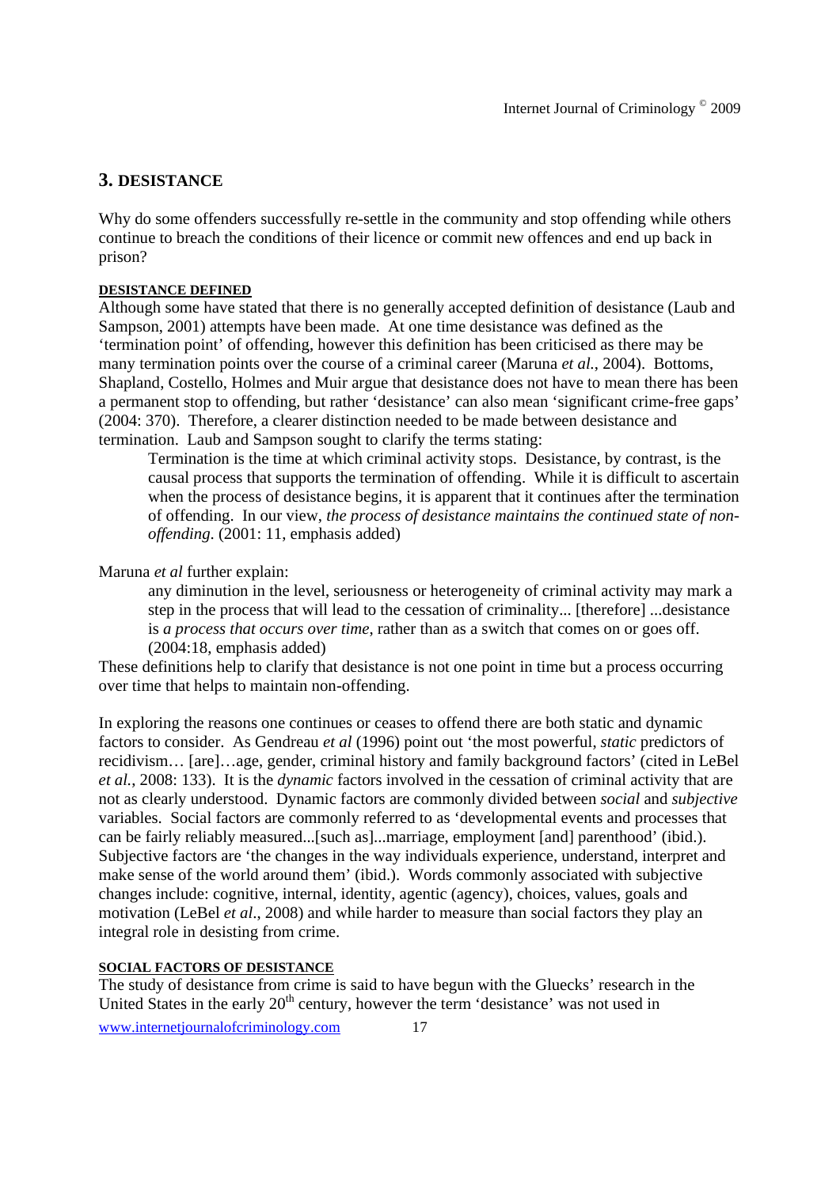## 3. DESISTANCE

Why do some offenders successfully re-settle in the community and stop offending while others continue to breach the conditions of their licence or commit new offences and end up back in prison?

#### DESISTANCE DEFINED

Although some have stated that there is no generally accepted definition of desistance (Laub and Sampson, 2001) attempts have been made. At one time desistance was defined as the 'termination point' of offending, however this definition has been criticised as there may be many termination points over the course of a criminal career (Maruna *et al.*, 2004). Bottoms, Shapland, Costello, Holmes and Muir argue that desistance does not have to mean there has been a permanent stop to offending, but rather 'desistance' can also mean 'significant crime-free gaps' (2004: 370). Therefore, a clearer distinction needed to be made between desistance and termination. Laub and Sampson sought to clarify the terms stating:

> Termination is the time at which criminal activity stops. Desistance, by contrast, is the causal process that supports the termination of offending. While it is difficult to ascertain when the process of desistance begins, it is apparent that it continues after the termination of offending. In our view, *the process of desistance maintains the continued state of non-offending*. (2001: 11, emphasis added)

Maruna *et al* further explain:

> any diminution in the level, seriousness or heterogeneity of criminal activity may mark a step in the process that will lead to the cessation of criminality... [therefore] ...desistance is *a process that occurs over time*, rather than as a switch that comes on or goes off. (2004:18, emphasis added)

These definitions help to clarify that desistance is not one point in time but a process occurring over time that helps to maintain non-offending.

In exploring the reasons one continues or ceases to offend there are both static and dynamic factors to consider. As Gendreau *et al* (1996) point out 'the most powerful, *static* predictors of recidivism… [are]…age, gender, criminal history and family background factors' (cited in LeBel *et al.*, 2008: 133). It is the *dynamic* factors involved in the cessation of criminal activity that are not as clearly understood. Dynamic factors are commonly divided between *social* and *subjective* variables. Social factors are commonly referred to as 'developmental events and processes that can be fairly reliably measured...[such as]...marriage, employment [and] parenthood' (ibid.). Subjective factors are 'the changes in the way individuals experience, understand, interpret and make sense of the world around them' (ibid.). Words commonly associated with subjective changes include: cognitive, internal, identity, agentic (agency), choices, values, goals and motivation (LeBel *et al*., 2008) and while harder to measure than social factors they play an integral role in desisting from crime.

#### SOCIAL FACTORS OF DESISTANCE

The study of desistance from crime is said to have begun with the Gluecks' research in the United States in the early 20th century, however the term 'desistance' was not used in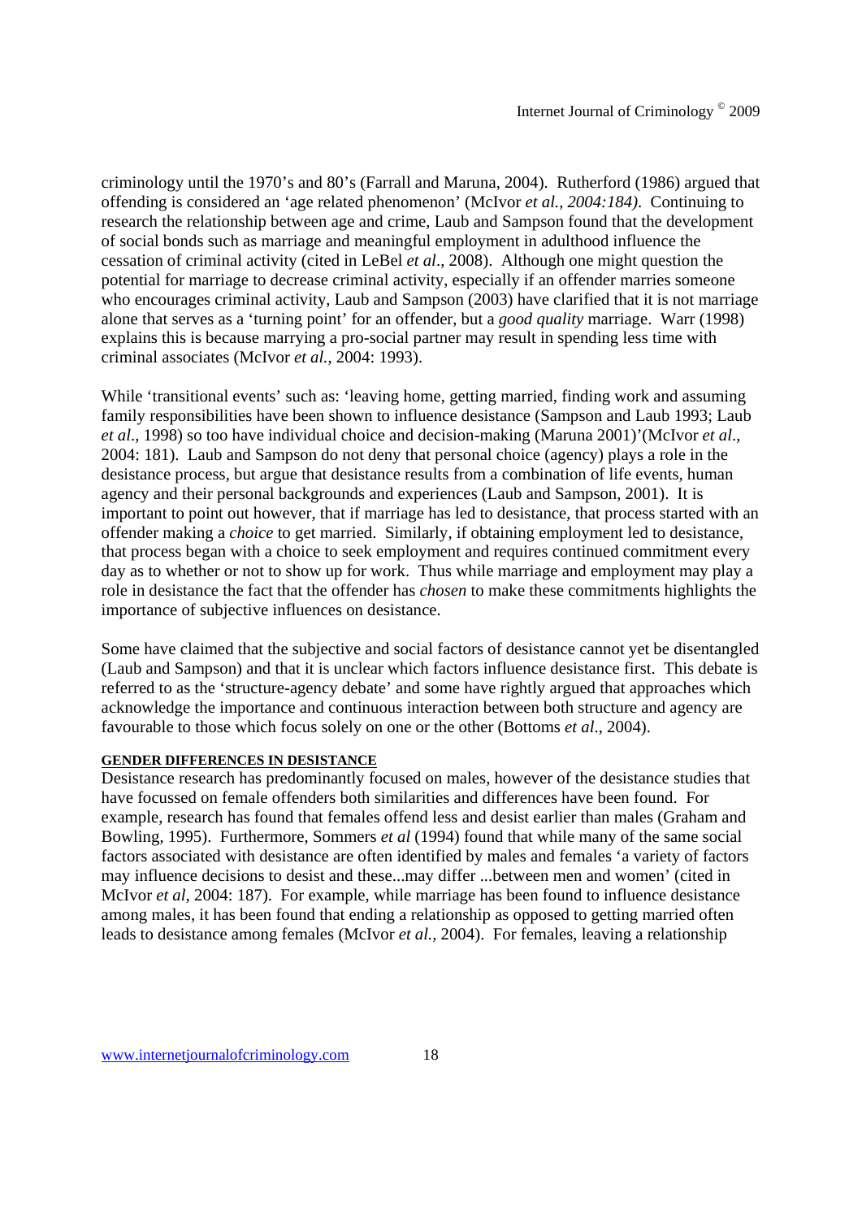criminology until the 1970's and 80's (Farrall and Maruna, 2004). Rutherford (1986) argued that offending is considered an 'age related phenomenon' (McIvor *et al., 2004:184)*. Continuing to research the relationship between age and crime, Laub and Sampson found that the development of social bonds such as marriage and meaningful employment in adulthood influence the cessation of criminal activity (cited in LeBel *et al*., 2008). Although one might question the potential for marriage to decrease criminal activity, especially if an offender marries someone who encourages criminal activity, Laub and Sampson (2003) have clarified that it is not marriage alone that serves as a 'turning point' for an offender, but a *good quality* marriage. Warr (1998) explains this is because marrying a pro-social partner may result in spending less time with criminal associates (McIvor *et al.*, 2004: 1993).

While 'transitional events' such as: 'leaving home, getting married, finding work and assuming family responsibilities have been shown to influence desistance (Sampson and Laub 1993; Laub *et al*., 1998) so too have individual choice and decision-making (Maruna 2001)'(McIvor *et al*., 2004: 181). Laub and Sampson do not deny that personal choice (agency) plays a role in the desistance process, but argue that desistance results from a combination of life events, human agency and their personal backgrounds and experiences (Laub and Sampson, 2001). It is important to point out however, that if marriage has led to desistance, that process started with an offender making a *choice* to get married. Similarly, if obtaining employment led to desistance, that process began with a choice to seek employment and requires continued commitment every day as to whether or not to show up for work. Thus while marriage and employment may play a role in desistance the fact that the offender has *chosen* to make these commitments highlights the importance of subjective influences on desistance.

Some have claimed that the subjective and social factors of desistance cannot yet be disentangled (Laub and Sampson) and that it is unclear which factors influence desistance first. This debate is referred to as the 'structure-agency debate' and some have rightly argued that approaches which acknowledge the importance and continuous interaction between both structure and agency are favourable to those which focus solely on one or the other (Bottoms *et al*., 2004).

## GENDER DIFFERENCES IN DESISTANCE

Desistance research has predominantly focused on males, however of the desistance studies that have focussed on female offenders both similarities and differences have been found. For example, research has found that females offend less and desist earlier than males (Graham and Bowling, 1995). Furthermore, Sommers *et al* (1994) found that while many of the same social factors associated with desistance are often identified by males and females 'a variety of factors may influence decisions to desist and these...may differ ...between men and women' (cited in McIvor *et al*, 2004: 187). For example, while marriage has been found to influence desistance among males, it has been found that ending a relationship as opposed to getting married often leads to desistance among females (McIvor *et al.,* 2004). For females, leaving a relationship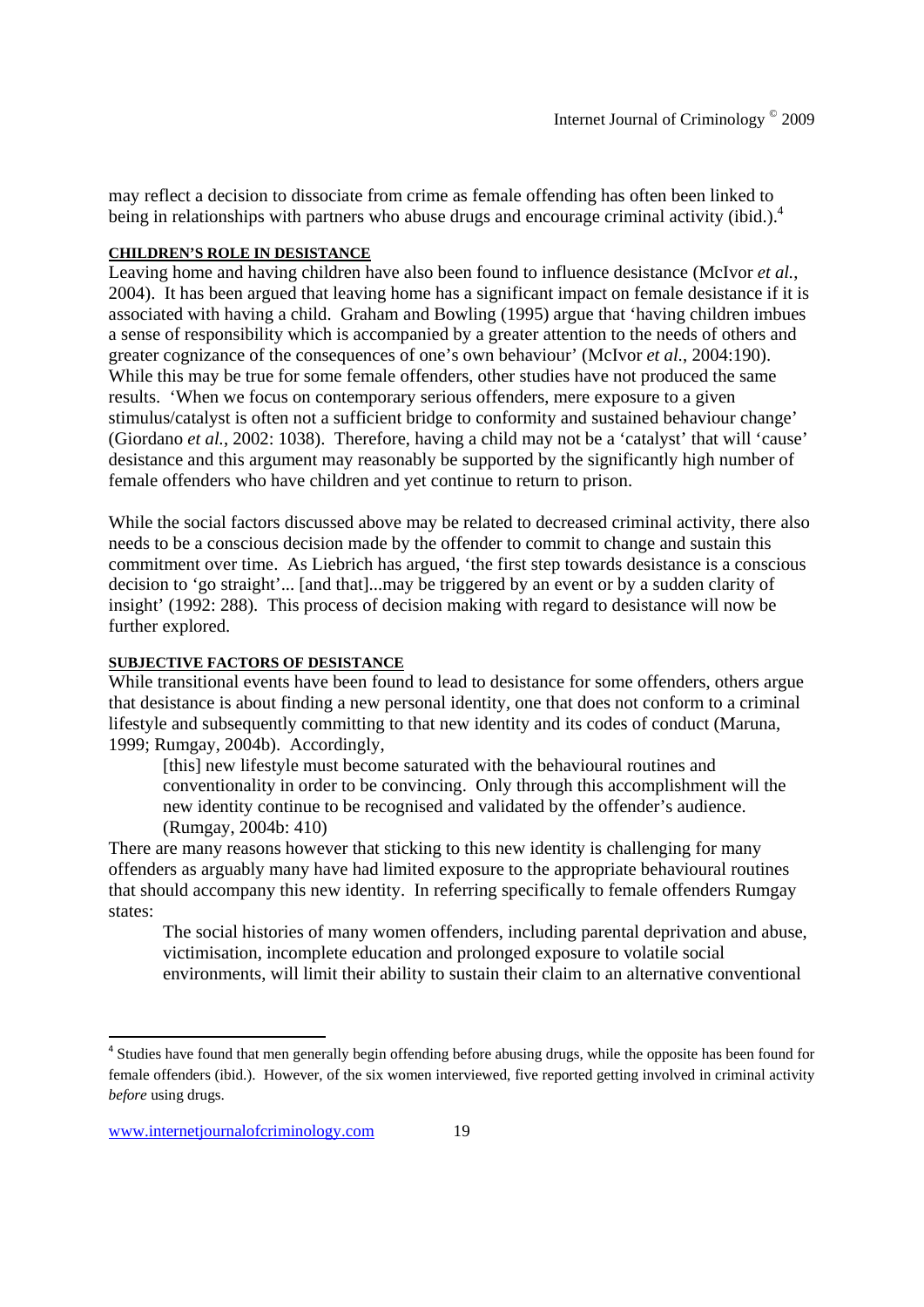may reflect a decision to dissociate from crime as female offending has often been linked to being in relationships with partners who abuse drugs and encourage criminal activity (ibid.).[4]

#### CHILDREN'S ROLE IN DESISTANCE

Leaving home and having children have also been found to influence desistance (McIvor *et al.*, 2004). It has been argued that leaving home has a significant impact on female desistance if it is associated with having a child. Graham and Bowling (1995) argue that 'having children imbues a sense of responsibility which is accompanied by a greater attention to the needs of others and greater cognizance of the consequences of one's own behaviour' (McIvor *et al.*, 2004:190). While this may be true for some female offenders, other studies have not produced the same results. 'When we focus on contemporary serious offenders, mere exposure to a given stimulus/catalyst is often not a sufficient bridge to conformity and sustained behaviour change' (Giordano *et al.*, 2002: 1038). Therefore, having a child may not be a 'catalyst' that will 'cause' desistance and this argument may reasonably be supported by the significantly high number of female offenders who have children and yet continue to return to prison.

While the social factors discussed above may be related to decreased criminal activity, there also needs to be a conscious decision made by the offender to commit to change and sustain this commitment over time. As Liebrich has argued, 'the first step towards desistance is a conscious decision to 'go straight'... [and that]...may be triggered by an event or by a sudden clarity of insight' (1992: 288). This process of decision making with regard to desistance will now be further explored.

#### SUBJECTIVE FACTORS OF DESISTANCE

While transitional events have been found to lead to desistance for some offenders, others argue that desistance is about finding a new personal identity, one that does not conform to a criminal lifestyle and subsequently committing to that new identity and its codes of conduct (Maruna, 1999; Rumgay, 2004b). Accordingly,

> [this] new lifestyle must become saturated with the behavioural routines and conventionality in order to be convincing. Only through this accomplishment will the new identity continue to be recognised and validated by the offender's audience. (Rumgay, 2004b: 410)

There are many reasons however that sticking to this new identity is challenging for many offenders as arguably many have had limited exposure to the appropriate behavioural routines that should accompany this new identity. In referring specifically to female offenders Rumgay states:

> The social histories of many women offenders, including parental deprivation and abuse, victimisation, incomplete education and prolonged exposure to volatile social environments, will limit their ability to sustain their claim to an alternative conventional

---

[4] Studies have found that men generally begin offending before abusing drugs, while the opposite has been found for female offenders (ibid.). However, of the six women interviewed, five reported getting involved in criminal activity *before* using drugs.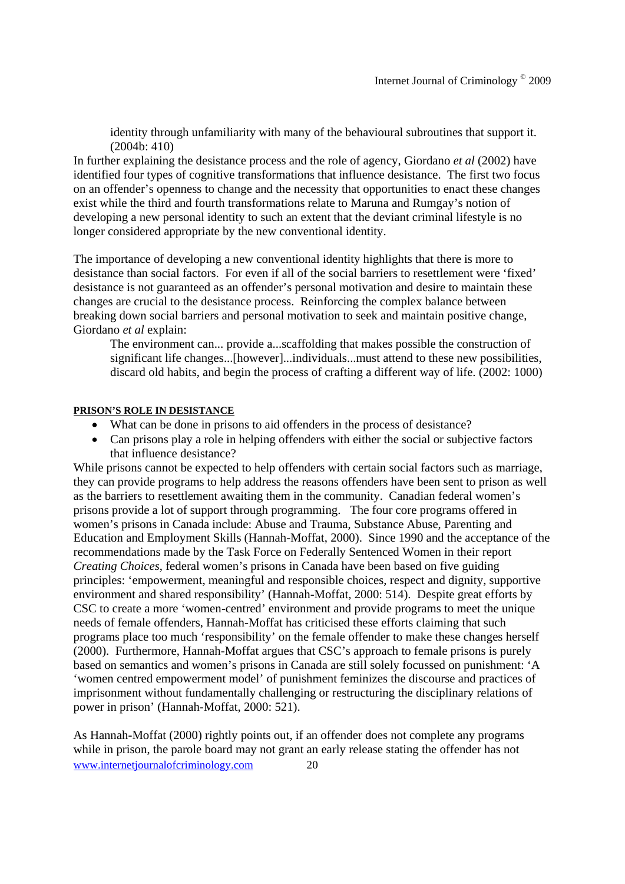> identity through unfamiliarity with many of the behavioural subroutines that support it. (2004b: 410)

In further explaining the desistance process and the role of agency, Giordano *et al* (2002) have identified four types of cognitive transformations that influence desistance. The first two focus on an offender's openness to change and the necessity that opportunities to enact these changes exist while the third and fourth transformations relate to Maruna and Rumgay's notion of developing a new personal identity to such an extent that the deviant criminal lifestyle is no longer considered appropriate by the new conventional identity.

The importance of developing a new conventional identity highlights that there is more to desistance than social factors. For even if all of the social barriers to resettlement were 'fixed' desistance is not guaranteed as an offender's personal motivation and desire to maintain these changes are crucial to the desistance process. Reinforcing the complex balance between breaking down social barriers and personal motivation to seek and maintain positive change, Giordano *et al* explain:

> The environment can... provide a...scaffolding that makes possible the construction of significant life changes...[however]...individuals...must attend to these new possibilities, discard old habits, and begin the process of crafting a different way of life. (2002: 1000)

#### PRISON'S ROLE IN DESISTANCE

- What can be done in prisons to aid offenders in the process of desistance?
- Can prisons play a role in helping offenders with either the social or subjective factors that influence desistance?

While prisons cannot be expected to help offenders with certain social factors such as marriage, they can provide programs to help address the reasons offenders have been sent to prison as well as the barriers to resettlement awaiting them in the community. Canadian federal women's prisons provide a lot of support through programming. The four core programs offered in women's prisons in Canada include: Abuse and Trauma, Substance Abuse, Parenting and Education and Employment Skills (Hannah-Moffat, 2000). Since 1990 and the acceptance of the recommendations made by the Task Force on Federally Sentenced Women in their report *Creating Choices*, federal women's prisons in Canada have been based on five guiding principles: 'empowerment, meaningful and responsible choices, respect and dignity, supportive environment and shared responsibility' (Hannah-Moffat, 2000: 514). Despite great efforts by CSC to create a more 'women-centred' environment and provide programs to meet the unique needs of female offenders, Hannah-Moffat has criticised these efforts claiming that such programs place too much 'responsibility' on the female offender to make these changes herself (2000). Furthermore, Hannah-Moffat argues that CSC's approach to female prisons is purely based on semantics and women's prisons in Canada are still solely focussed on punishment: 'A 'women centred empowerment model' of punishment feminizes the discourse and practices of imprisonment without fundamentally challenging or restructuring the disciplinary relations of power in prison' (Hannah-Moffat, 2000: 521).

As Hannah-Moffat (2000) rightly points out, if an offender does not complete any programs while in prison, the parole board may not grant an early release stating the offender has not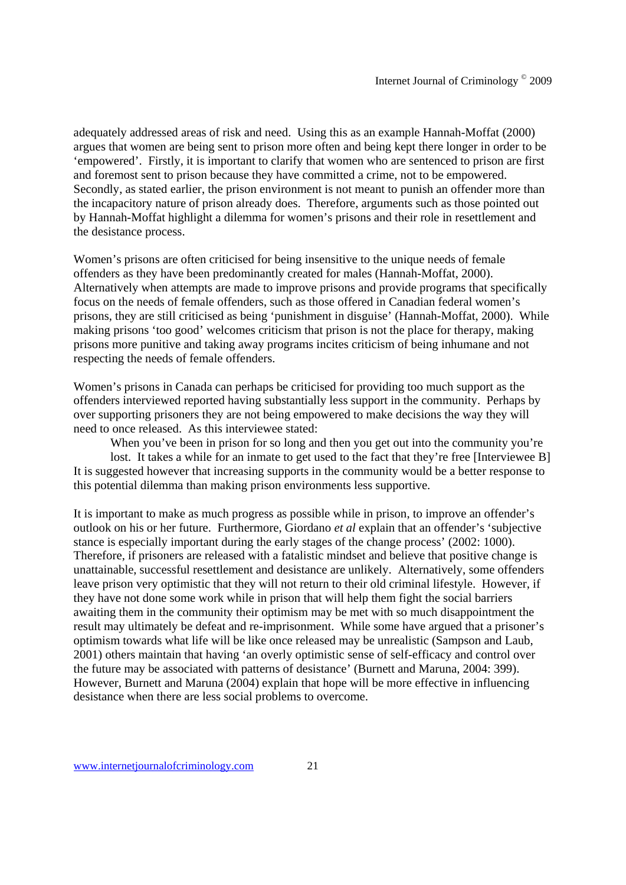adequately addressed areas of risk and need. Using this as an example Hannah-Moffat (2000) argues that women are being sent to prison more often and being kept there longer in order to be 'empowered'. Firstly, it is important to clarify that women who are sentenced to prison are first and foremost sent to prison because they have committed a crime, not to be empowered. Secondly, as stated earlier, the prison environment is not meant to punish an offender more than the incapacitory nature of prison already does. Therefore, arguments such as those pointed out by Hannah-Moffat highlight a dilemma for women's prisons and their role in resettlement and the desistance process.

Women's prisons are often criticised for being insensitive to the unique needs of female offenders as they have been predominantly created for males (Hannah-Moffat, 2000). Alternatively when attempts are made to improve prisons and provide programs that specifically focus on the needs of female offenders, such as those offered in Canadian federal women's prisons, they are still criticised as being 'punishment in disguise' (Hannah-Moffat, 2000). While making prisons 'too good' welcomes criticism that prison is not the place for therapy, making prisons more punitive and taking away programs incites criticism of being inhumane and not respecting the needs of female offenders.

Women's prisons in Canada can perhaps be criticised for providing too much support as the offenders interviewed reported having substantially less support in the community. Perhaps by over supporting prisoners they are not being empowered to make decisions the way they will need to once released. As this interviewee stated:

> When you've been in prison for so long and then you get out into the community you're lost. It takes a while for an inmate to get used to the fact that they're free [Interviewee B]

It is suggested however that increasing supports in the community would be a better response to this potential dilemma than making prison environments less supportive.

It is important to make as much progress as possible while in prison, to improve an offender's outlook on his or her future. Furthermore, Giordano *et al* explain that an offender's 'subjective stance is especially important during the early stages of the change process' (2002: 1000). Therefore, if prisoners are released with a fatalistic mindset and believe that positive change is unattainable, successful resettlement and desistance are unlikely. Alternatively, some offenders leave prison very optimistic that they will not return to their old criminal lifestyle. However, if they have not done some work while in prison that will help them fight the social barriers awaiting them in the community their optimism may be met with so much disappointment the result may ultimately be defeat and re-imprisonment. While some have argued that a prisoner's optimism towards what life will be like once released may be unrealistic (Sampson and Laub, 2001) others maintain that having 'an overly optimistic sense of self-efficacy and control over the future may be associated with patterns of desistance' (Burnett and Maruna, 2004: 399). However, Burnett and Maruna (2004) explain that hope will be more effective in influencing desistance when there are less social problems to overcome.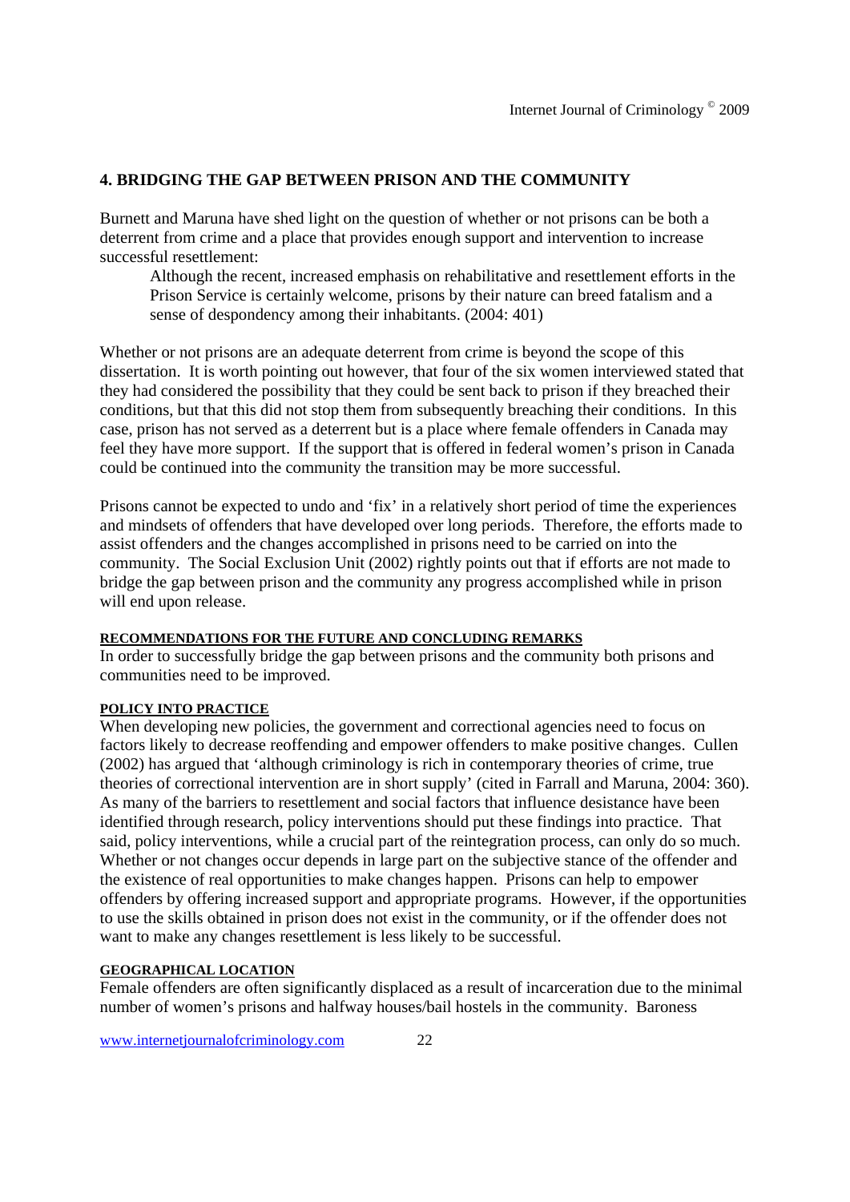## 4. BRIDGING THE GAP BETWEEN PRISON AND THE COMMUNITY

Burnett and Maruna have shed light on the question of whether or not prisons can be both a deterrent from crime and a place that provides enough support and intervention to increase successful resettlement:

> Although the recent, increased emphasis on rehabilitative and resettlement efforts in the Prison Service is certainly welcome, prisons by their nature can breed fatalism and a sense of despondency among their inhabitants. (2004: 401)

Whether or not prisons are an adequate deterrent from crime is beyond the scope of this dissertation. It is worth pointing out however, that four of the six women interviewed stated that they had considered the possibility that they could be sent back to prison if they breached their conditions, but that this did not stop them from subsequently breaching their conditions. In this case, prison has not served as a deterrent but is a place where female offenders in Canada may feel they have more support. If the support that is offered in federal women's prison in Canada could be continued into the community the transition may be more successful.

Prisons cannot be expected to undo and 'fix' in a relatively short period of time the experiences and mindsets of offenders that have developed over long periods. Therefore, the efforts made to assist offenders and the changes accomplished in prisons need to be carried on into the community. The Social Exclusion Unit (2002) rightly points out that if efforts are not made to bridge the gap between prison and the community any progress accomplished while in prison will end upon release.

#### RECOMMENDATIONS FOR THE FUTURE AND CONCLUDING REMARKS

In order to successfully bridge the gap between prisons and the community both prisons and communities need to be improved.

#### POLICY INTO PRACTICE

When developing new policies, the government and correctional agencies need to focus on factors likely to decrease reoffending and empower offenders to make positive changes. Cullen (2002) has argued that 'although criminology is rich in contemporary theories of crime, true theories of correctional intervention are in short supply' (cited in Farrall and Maruna, 2004: 360). As many of the barriers to resettlement and social factors that influence desistance have been identified through research, policy interventions should put these findings into practice. That said, policy interventions, while a crucial part of the reintegration process, can only do so much. Whether or not changes occur depends in large part on the subjective stance of the offender and the existence of real opportunities to make changes happen. Prisons can help to empower offenders by offering increased support and appropriate programs. However, if the opportunities to use the skills obtained in prison does not exist in the community, or if the offender does not want to make any changes resettlement is less likely to be successful.

#### GEOGRAPHICAL LOCATION

Female offenders are often significantly displaced as a result of incarceration due to the minimal number of women's prisons and halfway houses/bail hostels in the community. Baroness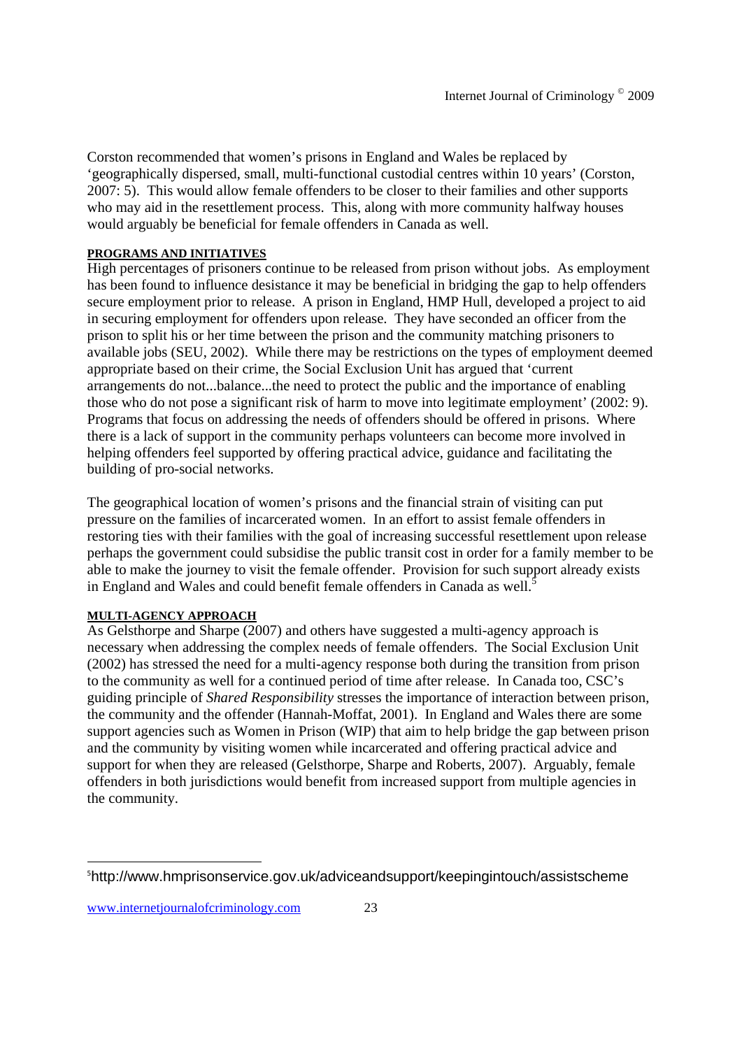Corston recommended that women's prisons in England and Wales be replaced by 'geographically dispersed, small, multi-functional custodial centres within 10 years' (Corston, 2007: 5). This would allow female offenders to be closer to their families and other supports who may aid in the resettlement process. This, along with more community halfway houses would arguably be beneficial for female offenders in Canada as well.

#### PROGRAMS AND INITIATIVES

High percentages of prisoners continue to be released from prison without jobs. As employment has been found to influence desistance it may be beneficial in bridging the gap to help offenders secure employment prior to release. A prison in England, HMP Hull, developed a project to aid in securing employment for offenders upon release. They have seconded an officer from the prison to split his or her time between the prison and the community matching prisoners to available jobs (SEU, 2002). While there may be restrictions on the types of employment deemed appropriate based on their crime, the Social Exclusion Unit has argued that 'current arrangements do not...balance...the need to protect the public and the importance of enabling those who do not pose a significant risk of harm to move into legitimate employment' (2002: 9). Programs that focus on addressing the needs of offenders should be offered in prisons. Where there is a lack of support in the community perhaps volunteers can become more involved in helping offenders feel supported by offering practical advice, guidance and facilitating the building of pro-social networks.

The geographical location of women's prisons and the financial strain of visiting can put pressure on the families of incarcerated women. In an effort to assist female offenders in restoring ties with their families with the goal of increasing successful resettlement upon release perhaps the government could subsidise the public transit cost in order for a family member to be able to make the journey to visit the female offender. Provision for such support already exists in England and Wales and could benefit female offenders in Canada as well.[5]

#### MULTI-AGENCY APPROACH

As Gelsthorpe and Sharpe (2007) and others have suggested a multi-agency approach is necessary when addressing the complex needs of female offenders. The Social Exclusion Unit (2002) has stressed the need for a multi-agency response both during the transition from prison to the community as well for a continued period of time after release. In Canada too, CSC's guiding principle of *Shared Responsibility* stresses the importance of interaction between prison, the community and the offender (Hannah-Moffat, 2001). In England and Wales there are some support agencies such as Women in Prison (WIP) that aim to help bridge the gap between prison and the community by visiting women while incarcerated and offering practical advice and support for when they are released (Gelsthorpe, Sharpe and Roberts, 2007). Arguably, female offenders in both jurisdictions would benefit from increased support from multiple agencies in the community.

---

[5] http://www.hmprisonservice.gov.uk/adviceandsupport/keepingintouch/assistscheme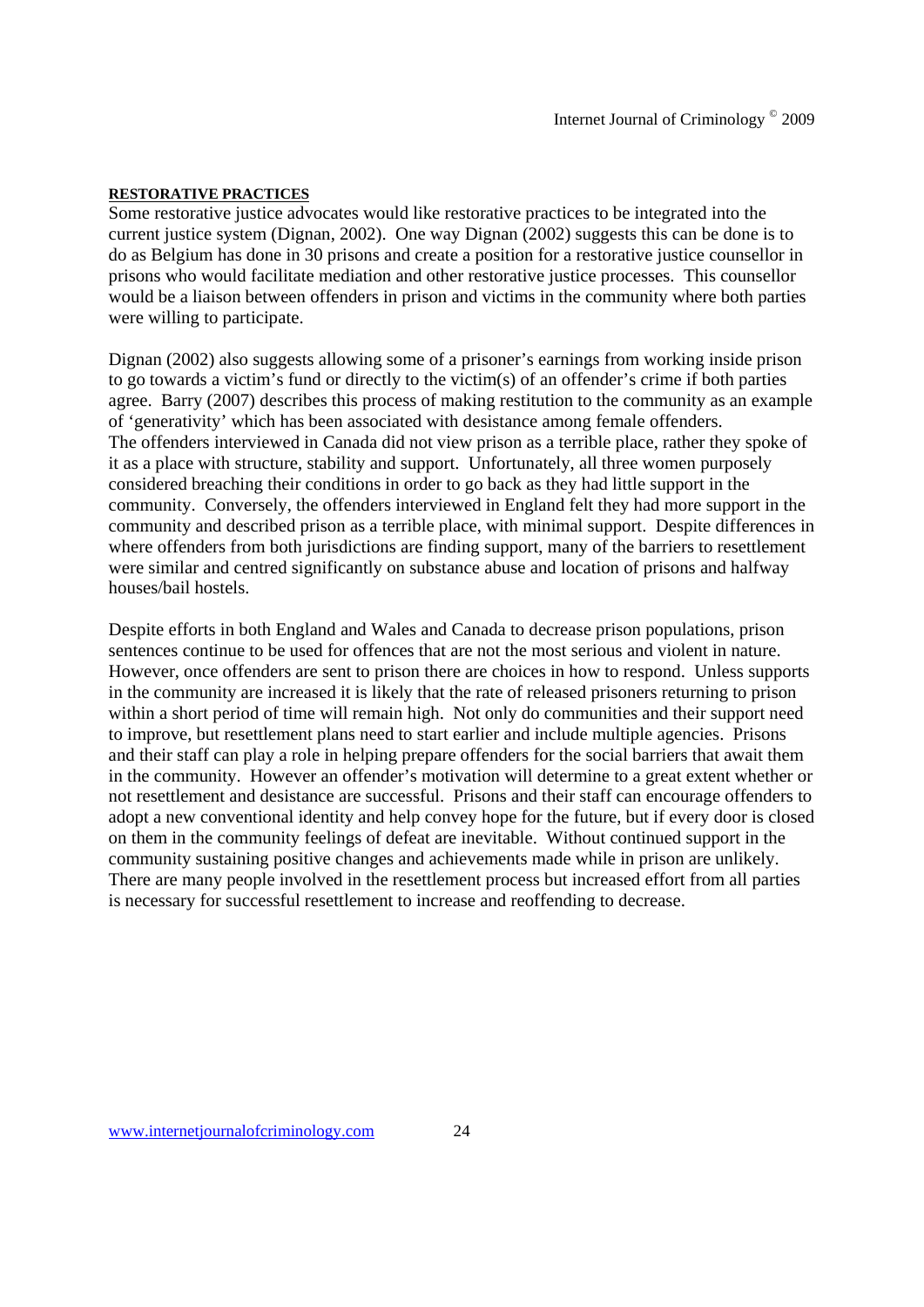**RESTORATIVE PRACTICES**

Some restorative justice advocates would like restorative practices to be integrated into the current justice system (Dignan, 2002). One way Dignan (2002) suggests this can be done is to do as Belgium has done in 30 prisons and create a position for a restorative justice counsellor in prisons who would facilitate mediation and other restorative justice processes. This counsellor would be a liaison between offenders in prison and victims in the community where both parties were willing to participate.

Dignan (2002) also suggests allowing some of a prisoner's earnings from working inside prison to go towards a victim's fund or directly to the victim(s) of an offender's crime if both parties agree. Barry (2007) describes this process of making restitution to the community as an example of 'generativity' which has been associated with desistance among female offenders.
The offenders interviewed in Canada did not view prison as a terrible place, rather they spoke of it as a place with structure, stability and support. Unfortunately, all three women purposely considered breaching their conditions in order to go back as they had little support in the community. Conversely, the offenders interviewed in England felt they had more support in the community and described prison as a terrible place, with minimal support. Despite differences in where offenders from both jurisdictions are finding support, many of the barriers to resettlement were similar and centred significantly on substance abuse and location of prisons and halfway houses/bail hostels.

Despite efforts in both England and Wales and Canada to decrease prison populations, prison sentences continue to be used for offences that are not the most serious and violent in nature. However, once offenders are sent to prison there are choices in how to respond. Unless supports in the community are increased it is likely that the rate of released prisoners returning to prison within a short period of time will remain high. Not only do communities and their support need to improve, but resettlement plans need to start earlier and include multiple agencies. Prisons and their staff can play a role in helping prepare offenders for the social barriers that await them in the community. However an offender's motivation will determine to a great extent whether or not resettlement and desistance are successful. Prisons and their staff can encourage offenders to adopt a new conventional identity and help convey hope for the future, but if every door is closed on them in the community feelings of defeat are inevitable. Without continued support in the community sustaining positive changes and achievements made while in prison are unlikely. There are many people involved in the resettlement process but increased effort from all parties is necessary for successful resettlement to increase and reoffending to decrease.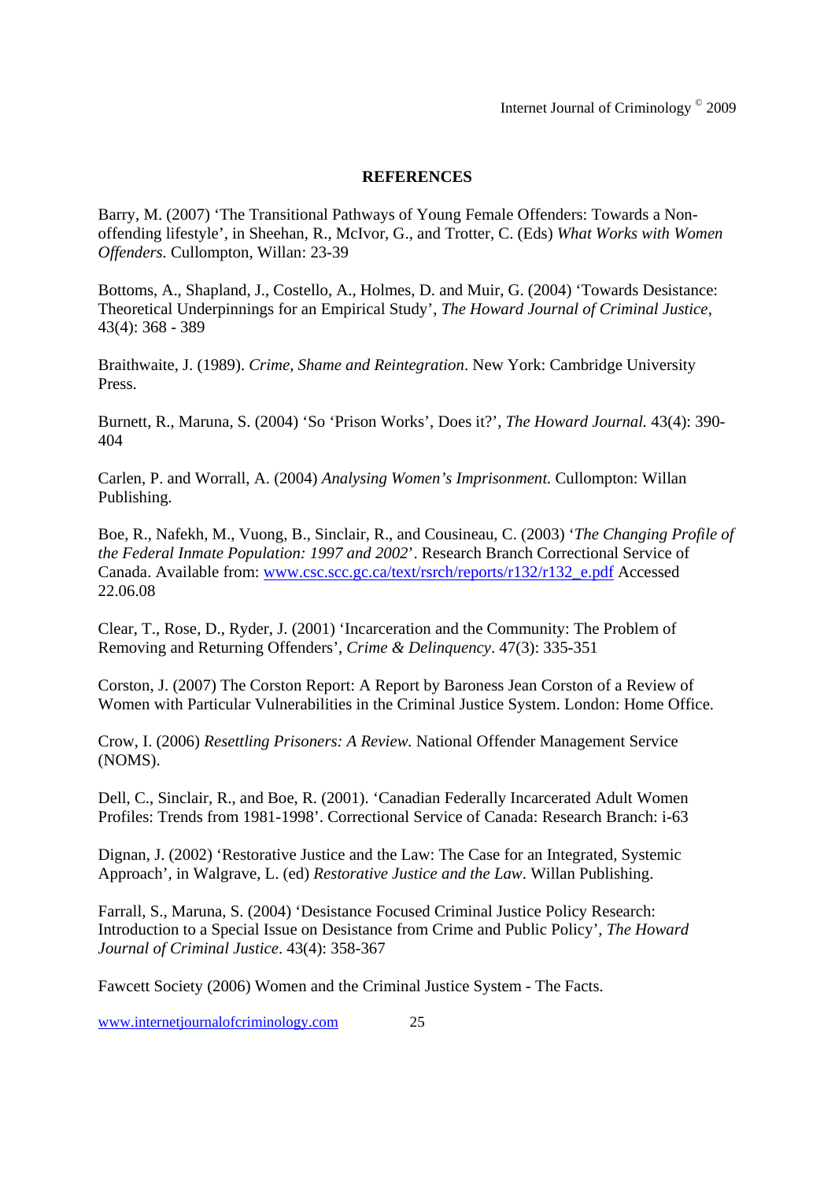**REFERENCES**

Barry, M. (2007) 'The Transitional Pathways of Young Female Offenders: Towards a Non-offending lifestyle', in Sheehan, R., McIvor, G., and Trotter, C. (Eds) *What Works with Women Offenders.* Cullompton, Willan: 23-39

Bottoms, A., Shapland, J., Costello, A., Holmes, D. and Muir, G. (2004) 'Towards Desistance: Theoretical Underpinnings for an Empirical Study', *The Howard Journal of Criminal Justice*, 43(4): 368 - 389

Braithwaite, J. (1989). *Crime, Shame and Reintegration*. New York: Cambridge University Press.

Burnett, R., Maruna, S. (2004) 'So 'Prison Works', Does it?', *The Howard Journal.* 43(4): 390-404

Carlen, P. and Worrall, A. (2004) *Analysing Women's Imprisonment.* Cullompton: Willan Publishing.

Boe, R., Nafekh, M., Vuong, B., Sinclair, R., and Cousineau, C. (2003) '*The Changing Profile of the Federal Inmate Population: 1997 and 2002*'. Research Branch Correctional Service of Canada. Available from: www.csc.scc.gc.ca/text/rsrch/reports/r132/r132_e.pdf Accessed 22.06.08

Clear, T., Rose, D., Ryder, J. (2001) 'Incarceration and the Community: The Problem of Removing and Returning Offenders', *Crime & Delinquency*. 47(3): 335-351

Corston, J. (2007) The Corston Report: A Report by Baroness Jean Corston of a Review of Women with Particular Vulnerabilities in the Criminal Justice System. London: Home Office.

Crow, I. (2006) *Resettling Prisoners: A Review.* National Offender Management Service (NOMS).

Dell, C., Sinclair, R., and Boe, R. (2001). 'Canadian Federally Incarcerated Adult Women Profiles: Trends from 1981-1998'. Correctional Service of Canada: Research Branch: i-63

Dignan, J. (2002) 'Restorative Justice and the Law: The Case for an Integrated, Systemic Approach', in Walgrave, L. (ed) *Restorative Justice and the Law*. Willan Publishing.

Farrall, S., Maruna, S. (2004) 'Desistance Focused Criminal Justice Policy Research: Introduction to a Special Issue on Desistance from Crime and Public Policy', *The Howard Journal of Criminal Justice*. 43(4): 358-367

Fawcett Society (2006) Women and the Criminal Justice System - The Facts.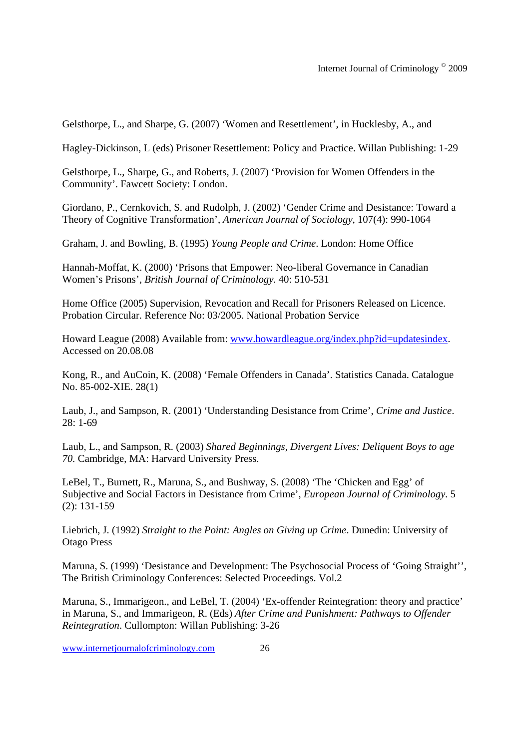Gelsthorpe, L., and Sharpe, G. (2007) 'Women and Resettlement', in Hucklesby, A., and

Hagley-Dickinson, L (eds) Prisoner Resettlement: Policy and Practice. Willan Publishing: 1-29

Gelsthorpe, L., Sharpe, G., and Roberts, J. (2007) 'Provision for Women Offenders in the Community'. Fawcett Society: London.

Giordano, P., Cernkovich, S. and Rudolph, J. (2002) 'Gender Crime and Desistance: Toward a Theory of Cognitive Transformation', *American Journal of Sociology*, 107(4): 990-1064

Graham, J. and Bowling, B. (1995) *Young People and Crime*. London: Home Office

Hannah-Moffat, K. (2000) 'Prisons that Empower: Neo-liberal Governance in Canadian Women's Prisons', *British Journal of Criminology*. 40: 510-531

Home Office (2005) Supervision, Revocation and Recall for Prisoners Released on Licence. Probation Circular. Reference No: 03/2005. National Probation Service

Howard League (2008) Available from: www.howardleague.org/index.php?id=updatesindex. Accessed on 20.08.08

Kong, R., and AuCoin, K. (2008) 'Female Offenders in Canada'. Statistics Canada. Catalogue No. 85-002-XIE. 28(1)

Laub, J., and Sampson, R. (2001) 'Understanding Desistance from Crime', *Crime and Justice*. 28: 1-69

Laub, L., and Sampson, R. (2003) *Shared Beginnings, Divergent Lives: Deliquent Boys to age 70.* Cambridge, MA: Harvard University Press.

LeBel, T., Burnett, R., Maruna, S., and Bushway, S. (2008) 'The 'Chicken and Egg' of Subjective and Social Factors in Desistance from Crime', *European Journal of Criminology*. 5 (2): 131-159

Liebrich, J. (1992) *Straight to the Point: Angles on Giving up Crime*. Dunedin: University of Otago Press

Maruna, S. (1999) 'Desistance and Development: The Psychosocial Process of 'Going Straight'', The British Criminology Conferences: Selected Proceedings. Vol.2

Maruna, S., Immarigeon., and LeBel, T. (2004) 'Ex-offender Reintegration: theory and practice' in Maruna, S., and Immarigeon, R. (Eds) *After Crime and Punishment: Pathways to Offender Reintegration*. Cullompton: Willan Publishing: 3-26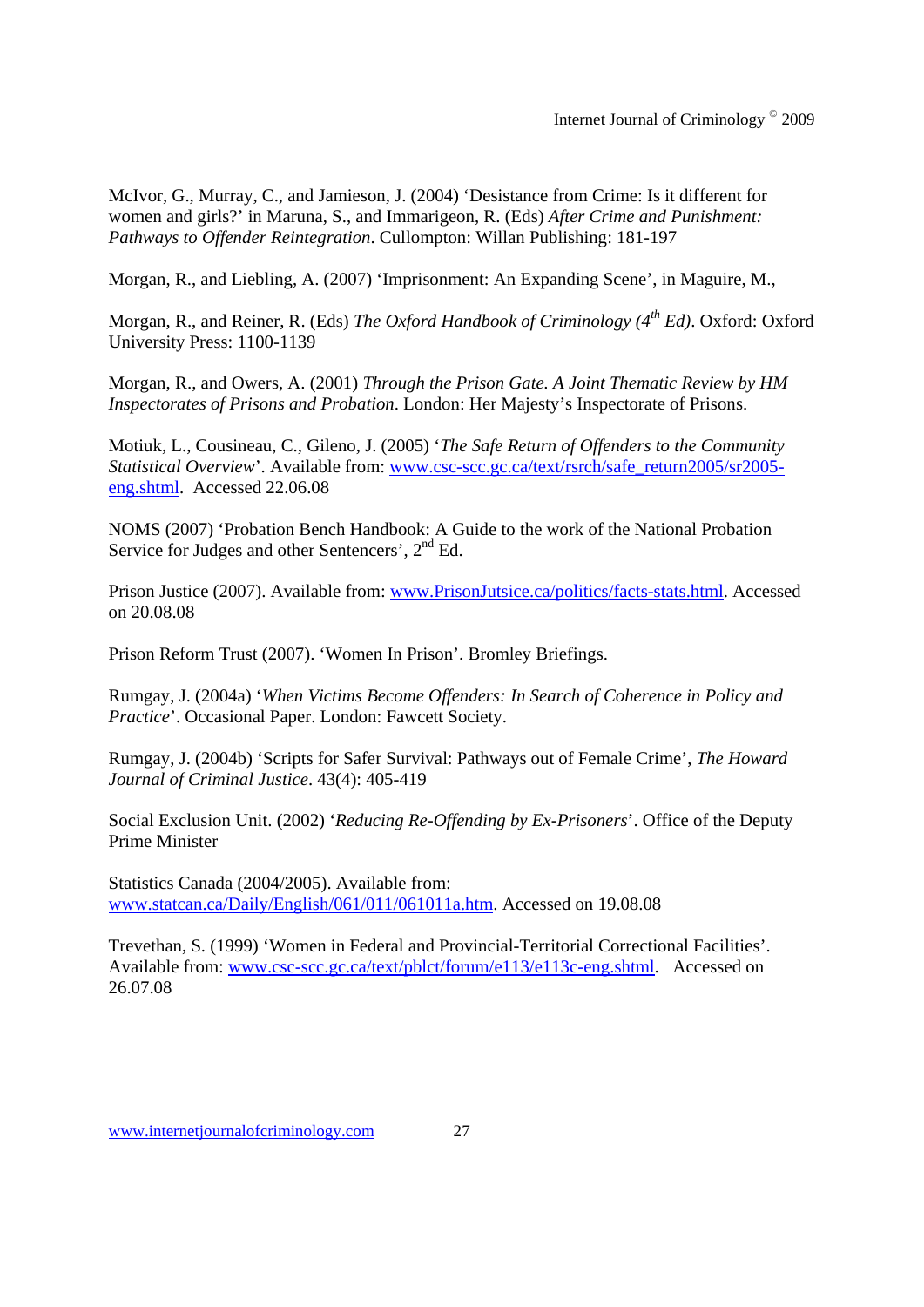McIvor, G., Murray, C., and Jamieson, J. (2004) 'Desistance from Crime: Is it different for women and girls?' in Maruna, S., and Immarigeon, R. (Eds) *After Crime and Punishment: Pathways to Offender Reintegration*. Cullompton: Willan Publishing: 181-197

Morgan, R., and Liebling, A. (2007) 'Imprisonment: An Expanding Scene', in Maguire, M.,

Morgan, R., and Reiner, R. (Eds) *The Oxford Handbook of Criminology (4th Ed)*. Oxford: Oxford University Press: 1100-1139

Morgan, R., and Owers, A. (2001) *Through the Prison Gate. A Joint Thematic Review by HM Inspectorates of Prisons and Probation*. London: Her Majesty's Inspectorate of Prisons.

Motiuk, L., Cousineau, C., Gileno, J. (2005) '*The Safe Return of Offenders to the Community Statistical Overview*'. Available from: www.csc-scc.gc.ca/text/rsrch/safe_return2005/sr2005-eng.shtml. Accessed 22.06.08

NOMS (2007) 'Probation Bench Handbook: A Guide to the work of the National Probation Service for Judges and other Sentencers', 2nd Ed.

Prison Justice (2007). Available from: www.PrisonJutsice.ca/politics/facts-stats.html. Accessed on 20.08.08

Prison Reform Trust (2007). 'Women In Prison'. Bromley Briefings.

Rumgay, J. (2004a) '*When Victims Become Offenders: In Search of Coherence in Policy and Practice*'. Occasional Paper. London: Fawcett Society.

Rumgay, J. (2004b) 'Scripts for Safer Survival: Pathways out of Female Crime', *The Howard Journal of Criminal Justice*. 43(4): 405-419

Social Exclusion Unit. (2002) '*Reducing Re-Offending by Ex-Prisoners*'. Office of the Deputy Prime Minister

Statistics Canada (2004/2005). Available from: www.statcan.ca/Daily/English/061/011/061011a.htm. Accessed on 19.08.08

Trevethan, S. (1999) 'Women in Federal and Provincial-Territorial Correctional Facilities'. Available from: www.csc-scc.gc.ca/text/pblct/forum/e113/e113c-eng.shtml. Accessed on 26.07.08